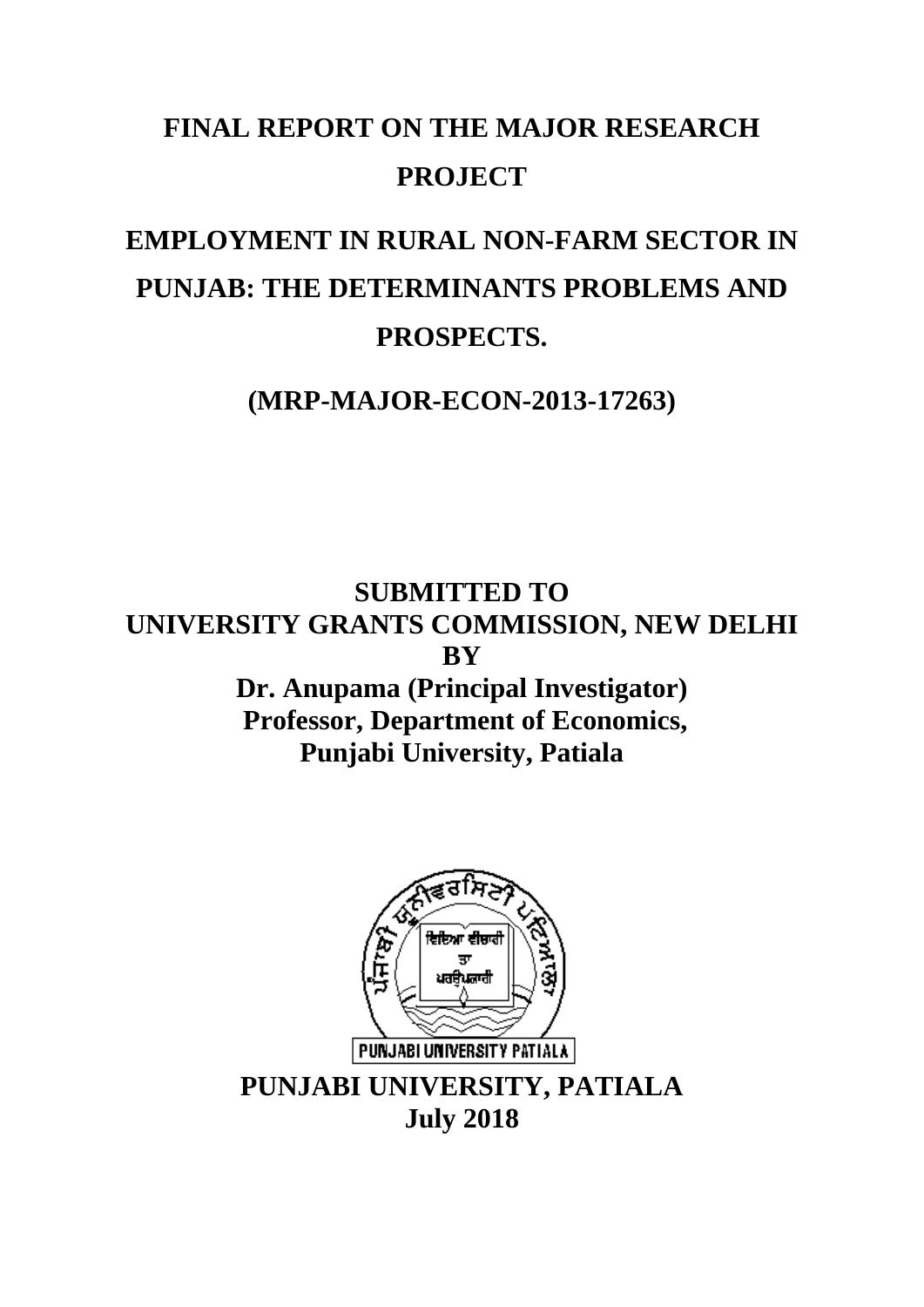# FINAL REPORT ON THE MAJOR RESEARCH PROJECT

# EMPLOYMENT IN RURAL NON-FARM SECTOR IN PUNJAB: THE DETERMINANTS PROBLEMS AND PROSPECTS.

## (MRP-MAJOR-ECON-2013-17263)

**SUBMITTED TO**
**UNIVERSITY GRANTS COMMISSION, NEW DELHI**
**BY**
**Dr. Anupama (Principal Investigator)**
**Professor, Department of Economics,**
**Punjabi University, Patiala**

**PUNJABI UNIVERSITY, PATIALA**
**July 2018**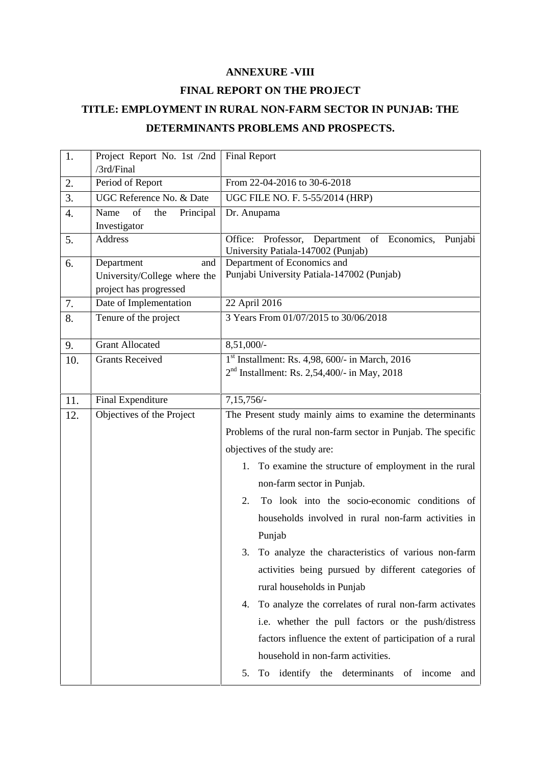**ANNEXURE -VIII**

**FINAL REPORT ON THE PROJECT**

**TITLE: EMPLOYMENT IN RURAL NON-FARM SECTOR IN PUNJAB: THE DETERMINANTS PROBLEMS AND PROSPECTS.**

| | | |
|---|---|---|
| 1. | Project Report No. 1st /2nd /3rd/Final | Final Report |
| 2. | Period of Report | From 22-04-2016 to 30-6-2018 |
| 3. | UGC Reference No. & Date | UGC FILE NO. F. 5-55/2014 (HRP) |
| 4. | Name of the Principal Investigator | Dr. Anupama |
| 5. | Address | Office: Professor, Department of Economics, Punjabi University Patiala-147002 (Punjab) |
| 6. | Department and University/College where the project has progressed | Department of Economics and Punjabi University Patiala-147002 (Punjab) |
| 7. | Date of Implementation | 22 April 2016 |
| 8. | Tenure of the project | 3 Years From 01/07/2015 to 30/06/2018 |
| 9. | Grant Allocated | 8,51,000/- |
| 10. | Grants Received | 1st Installment: Rs. 4,98, 600/- in March, 2016<br>2nd Installment: Rs. 2,54,400/- in May, 2018 |
| 11. | Final Expenditure | 7,15,756/- |
| 12. | Objectives of the Project | The Present study mainly aims to examine the determinants Problems of the rural non-farm sector in Punjab. The specific objectives of the study are:<br>1. To examine the structure of employment in the rural non-farm sector in Punjab.<br>2. To look into the socio-economic conditions of households involved in rural non-farm activities in Punjab<br>3. To analyze the characteristics of various non-farm activities being pursued by different categories of rural households in Punjab<br>4. To analyze the correlates of rural non-farm activates i.e. whether the pull factors or the push/distress factors influence the extent of participation of a rural household in non-farm activities.<br>5. To identify the determinants of income and |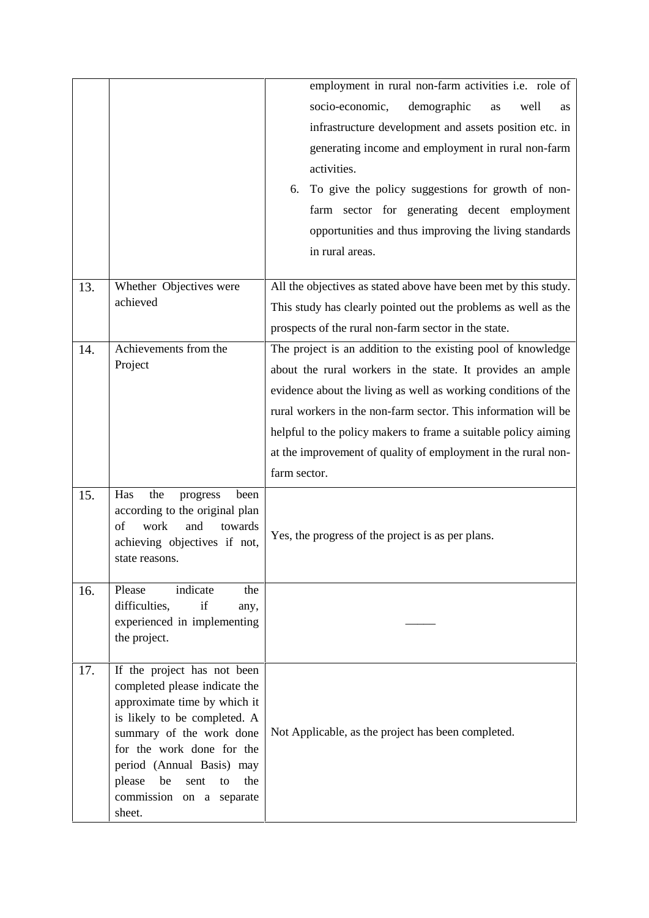| | | |
|---|---|---|
| | | employment in rural non-farm activities i.e. role of socio-economic, demographic as well as infrastructure development and assets position etc. in generating income and employment in rural non-farm activities.<br>6. To give the policy suggestions for growth of non-farm sector for generating decent employment opportunities and thus improving the living standards in rural areas. |
| 13. | Whether Objectives were achieved | All the objectives as stated above have been met by this study. This study has clearly pointed out the problems as well as the prospects of the rural non-farm sector in the state. |
| 14. | Achievements from the Project | The project is an addition to the existing pool of knowledge about the rural workers in the state. It provides an ample evidence about the living as well as working conditions of the rural workers in the non-farm sector. This information will be helpful to the policy makers to frame a suitable policy aiming at the improvement of quality of employment in the rural non-farm sector. |
| 15. | Has the progress been according to the original plan of work and towards achieving objectives if not, state reasons. | Yes, the progress of the project is as per plans. |
| 16. | Please indicate the difficulties, if any, experienced in implementing the project. | ——— |
| 17. | If the project has not been completed please indicate the approximate time by which it is likely to be completed. A summary of the work done for the work done for the period (Annual Basis) may please be sent to the commission on a separate sheet. | Not Applicable, as the project has been completed. |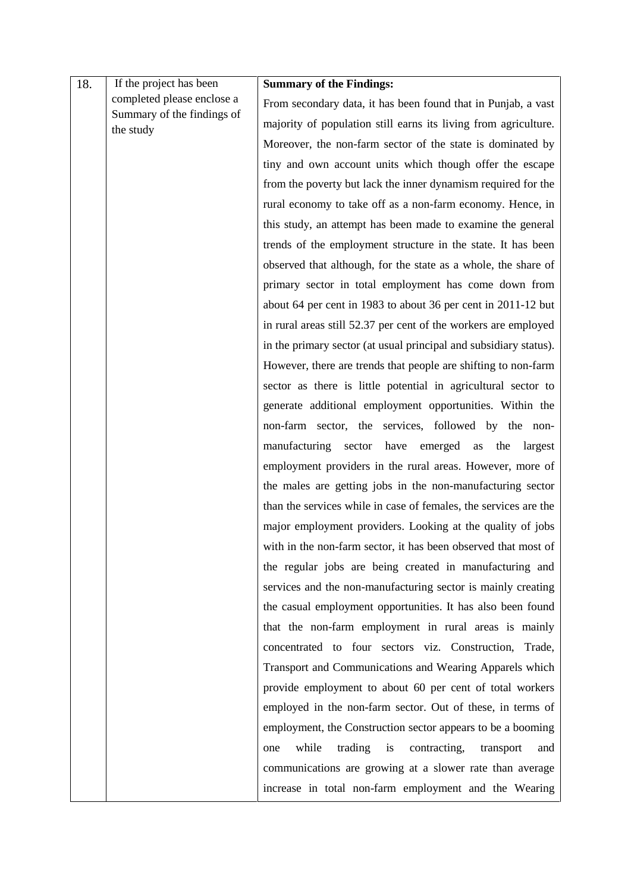| 18. | If the project has been completed please enclose a Summary of the findings of the study | **Summary of the Findings:** From secondary data, it has been found that in Punjab, a vast majority of population still earns its living from agriculture. Moreover, the non-farm sector of the state is dominated by tiny and own account units which though offer the escape from the poverty but lack the inner dynamism required for the rural economy to take off as a non-farm economy. Hence, in this study, an attempt has been made to examine the general trends of the employment structure in the state. It has been observed that although, for the state as a whole, the share of primary sector in total employment has come down from about 64 per cent in 1983 to about 36 per cent in 2011-12 but in rural areas still 52.37 per cent of the workers are employed in the primary sector (at usual principal and subsidiary status). However, there are trends that people are shifting to non-farm sector as there is little potential in agricultural sector to generate additional employment opportunities. Within the non-farm sector, the services, followed by the non-manufacturing sector have emerged as the largest employment providers in the rural areas. However, more of the males are getting jobs in the non-manufacturing sector than the services while in case of females, the services are the major employment providers. Looking at the quality of jobs with in the non-farm sector, it has been observed that most of the regular jobs are being created in manufacturing and services and the non-manufacturing sector is mainly creating the casual employment opportunities. It has also been found that the non-farm employment in rural areas is mainly concentrated to four sectors viz. Construction, Trade, Transport and Communications and Wearing Apparels which provide employment to about 60 per cent of total workers employed in the non-farm sector. Out of these, in terms of employment, the Construction sector appears to be a booming one while trading is contracting, transport and communications are growing at a slower rate than average increase in total non-farm employment and the Wearing |
|---|---|---|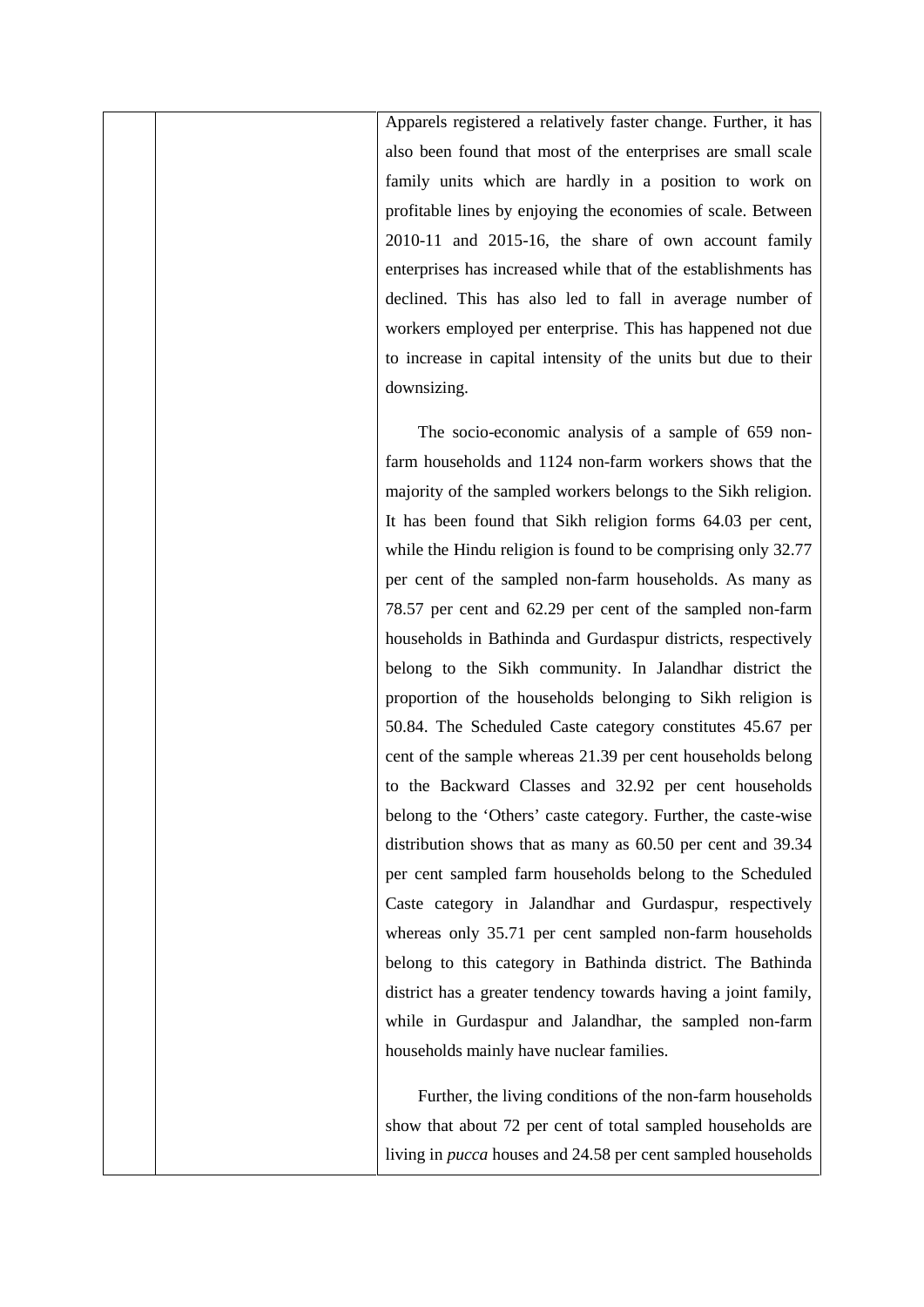Apparels registered a relatively faster change. Further, it has also been found that most of the enterprises are small scale family units which are hardly in a position to work on profitable lines by enjoying the economies of scale. Between 2010-11 and 2015-16, the share of own account family enterprises has increased while that of the establishments has declined. This has also led to fall in average number of workers employed per enterprise. This has happened not due to increase in capital intensity of the units but due to their downsizing.

The socio-economic analysis of a sample of 659 non-farm households and 1124 non-farm workers shows that the majority of the sampled workers belongs to the Sikh religion. It has been found that Sikh religion forms 64.03 per cent, while the Hindu religion is found to be comprising only 32.77 per cent of the sampled non-farm households. As many as 78.57 per cent and 62.29 per cent of the sampled non-farm households in Bathinda and Gurdaspur districts, respectively belong to the Sikh community. In Jalandhar district the proportion of the households belonging to Sikh religion is 50.84. The Scheduled Caste category constitutes 45.67 per cent of the sample whereas 21.39 per cent households belong to the Backward Classes and 32.92 per cent households belong to the 'Others' caste category. Further, the caste-wise distribution shows that as many as 60.50 per cent and 39.34 per cent sampled farm households belong to the Scheduled Caste category in Jalandhar and Gurdaspur, respectively whereas only 35.71 per cent sampled non-farm households belong to this category in Bathinda district. The Bathinda district has a greater tendency towards having a joint family, while in Gurdaspur and Jalandhar, the sampled non-farm households mainly have nuclear families.

Further, the living conditions of the non-farm households show that about 72 per cent of total sampled households are living in *pucca* houses and 24.58 per cent sampled households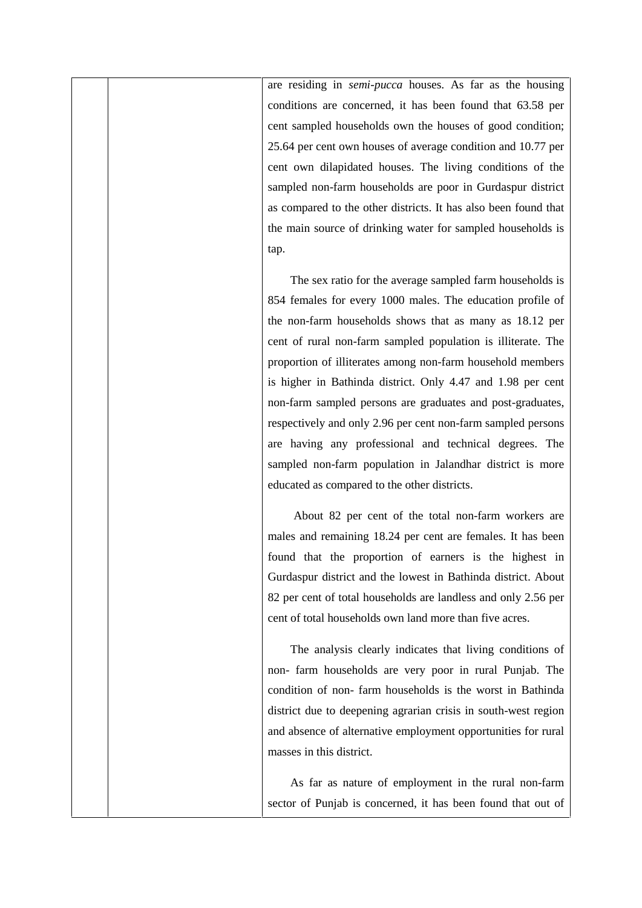are residing in *semi-pucca* houses. As far as the housing conditions are concerned, it has been found that 63.58 per cent sampled households own the houses of good condition; 25.64 per cent own houses of average condition and 10.77 per cent own dilapidated houses. The living conditions of the sampled non-farm households are poor in Gurdaspur district as compared to the other districts. It has also been found that the main source of drinking water for sampled households is tap.

The sex ratio for the average sampled farm households is 854 females for every 1000 males. The education profile of the non-farm households shows that as many as 18.12 per cent of rural non-farm sampled population is illiterate. The proportion of illiterates among non-farm household members is higher in Bathinda district. Only 4.47 and 1.98 per cent non-farm sampled persons are graduates and post-graduates, respectively and only 2.96 per cent non-farm sampled persons are having any professional and technical degrees. The sampled non-farm population in Jalandhar district is more educated as compared to the other districts.

About 82 per cent of the total non-farm workers are males and remaining 18.24 per cent are females. It has been found that the proportion of earners is the highest in Gurdaspur district and the lowest in Bathinda district. About 82 per cent of total households are landless and only 2.56 per cent of total households own land more than five acres.

The analysis clearly indicates that living conditions of non- farm households are very poor in rural Punjab. The condition of non- farm households is the worst in Bathinda district due to deepening agrarian crisis in south-west region and absence of alternative employment opportunities for rural masses in this district.

As far as nature of employment in the rural non-farm sector of Punjab is concerned, it has been found that out of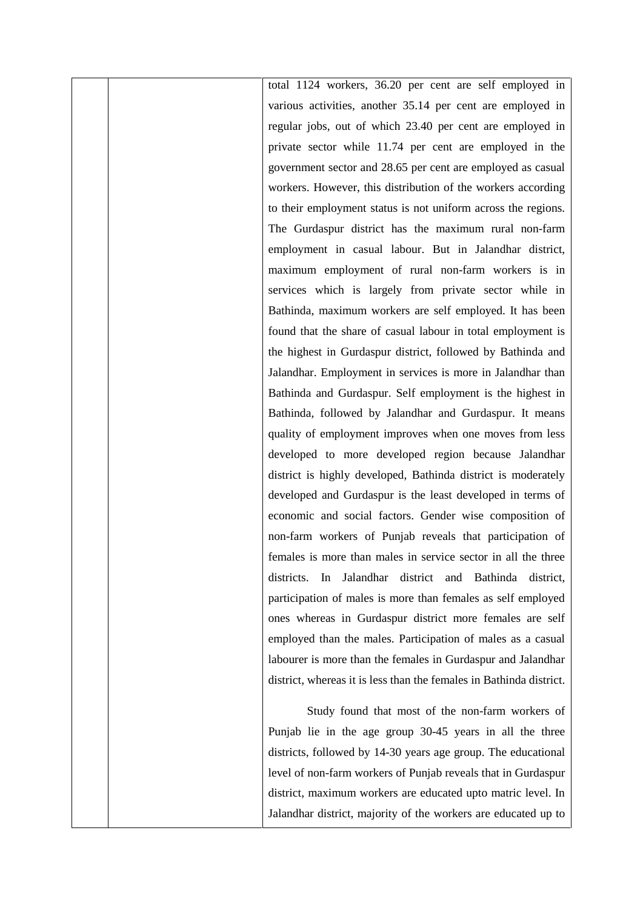total 1124 workers, 36.20 per cent are self employed in various activities, another 35.14 per cent are employed in regular jobs, out of which 23.40 per cent are employed in private sector while 11.74 per cent are employed in the government sector and 28.65 per cent are employed as casual workers. However, this distribution of the workers according to their employment status is not uniform across the regions. The Gurdaspur district has the maximum rural non-farm employment in casual labour. But in Jalandhar district, maximum employment of rural non-farm workers is in services which is largely from private sector while in Bathinda, maximum workers are self employed. It has been found that the share of casual labour in total employment is the highest in Gurdaspur district, followed by Bathinda and Jalandhar. Employment in services is more in Jalandhar than Bathinda and Gurdaspur. Self employment is the highest in Bathinda, followed by Jalandhar and Gurdaspur. It means quality of employment improves when one moves from less developed to more developed region because Jalandhar district is highly developed, Bathinda district is moderately developed and Gurdaspur is the least developed in terms of economic and social factors. Gender wise composition of non-farm workers of Punjab reveals that participation of females is more than males in service sector in all the three districts. In Jalandhar district and Bathinda district, participation of males is more than females as self employed ones whereas in Gurdaspur district more females are self employed than the males. Participation of males as a casual labourer is more than the females in Gurdaspur and Jalandhar district, whereas it is less than the females in Bathinda district.

Study found that most of the non-farm workers of Punjab lie in the age group 30-45 years in all the three districts, followed by 14-30 years age group. The educational level of non-farm workers of Punjab reveals that in Gurdaspur district, maximum workers are educated upto matric level. In Jalandhar district, majority of the workers are educated up to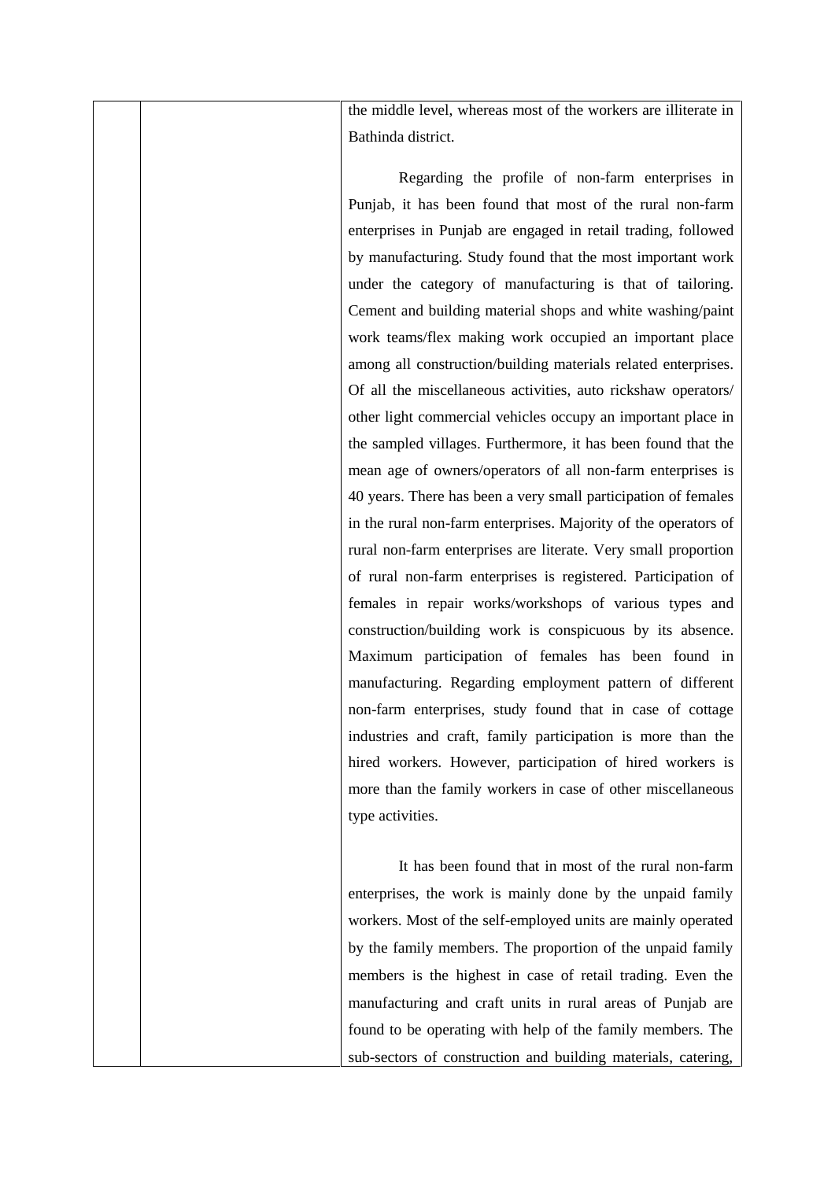| | | the middle level, whereas most of the workers are illiterate in Bathinda district.<br><br>Regarding the profile of non-farm enterprises in Punjab, it has been found that most of the rural non-farm enterprises in Punjab are engaged in retail trading, followed by manufacturing. Study found that the most important work under the category of manufacturing is that of tailoring. Cement and building material shops and white washing/paint work teams/flex making work occupied an important place among all construction/building materials related enterprises. Of all the miscellaneous activities, auto rickshaw operators/ other light commercial vehicles occupy an important place in the sampled villages. Furthermore, it has been found that the mean age of owners/operators of all non-farm enterprises is 40 years. There has been a very small participation of females in the rural non-farm enterprises. Majority of the operators of rural non-farm enterprises are literate. Very small proportion of rural non-farm enterprises is registered. Participation of females in repair works/workshops of various types and construction/building work is conspicuous by its absence. Maximum participation of females has been found in manufacturing. Regarding employment pattern of different non-farm enterprises, study found that in case of cottage industries and craft, family participation is more than the hired workers. However, participation of hired workers is more than the family workers in case of other miscellaneous type activities.<br><br>It has been found that in most of the rural non-farm enterprises, the work is mainly done by the unpaid family workers. Most of the self-employed units are mainly operated by the family members. The proportion of the unpaid family members is the highest in case of retail trading. Even the manufacturing and craft units in rural areas of Punjab are found to be operating with help of the family members. The sub-sectors of construction and building materials, catering, |
|---|---|---|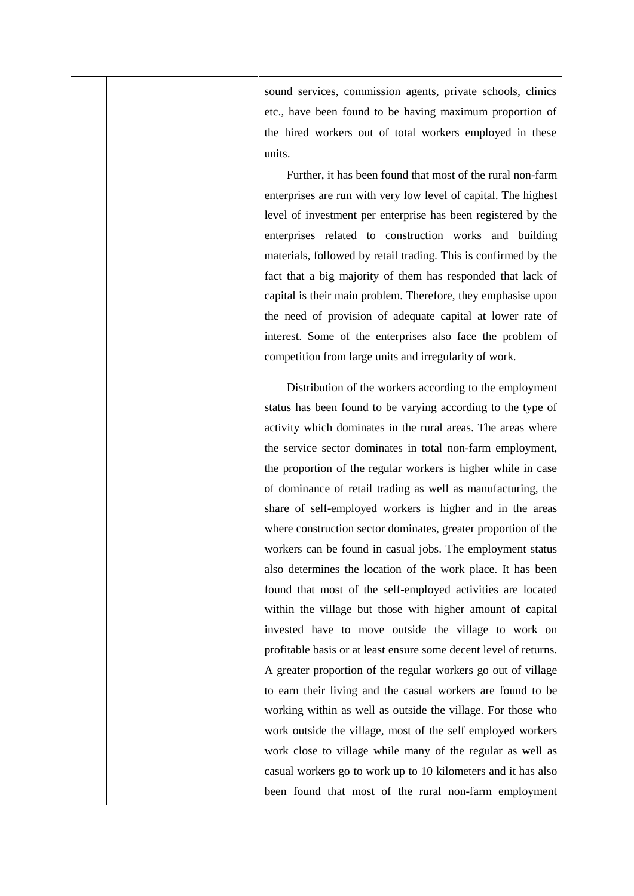| | | sound services, commission agents, private schools, clinics etc., have been found to be having maximum proportion of the hired workers out of total workers employed in these units.<br><br>Further, it has been found that most of the rural non-farm enterprises are run with very low level of capital. The highest level of investment per enterprise has been registered by the enterprises related to construction works and building materials, followed by retail trading. This is confirmed by the fact that a big majority of them has responded that lack of capital is their main problem. Therefore, they emphasise upon the need of provision of adequate capital at lower rate of interest. Some of the enterprises also face the problem of competition from large units and irregularity of work.<br><br>Distribution of the workers according to the employment status has been found to be varying according to the type of activity which dominates in the rural areas. The areas where the service sector dominates in total non-farm employment, the proportion of the regular workers is higher while in case of dominance of retail trading as well as manufacturing, the share of self-employed workers is higher and in the areas where construction sector dominates, greater proportion of the workers can be found in casual jobs. The employment status also determines the location of the work place. It has been found that most of the self-employed activities are located within the village but those with higher amount of capital invested have to move outside the village to work on profitable basis or at least ensure some decent level of returns. A greater proportion of the regular workers go out of village to earn their living and the casual workers are found to be working within as well as outside the village. For those who work outside the village, most of the self employed workers work close to village while many of the regular as well as casual workers go to work up to 10 kilometers and it has also been found that most of the rural non-farm employment |
|---|---|---|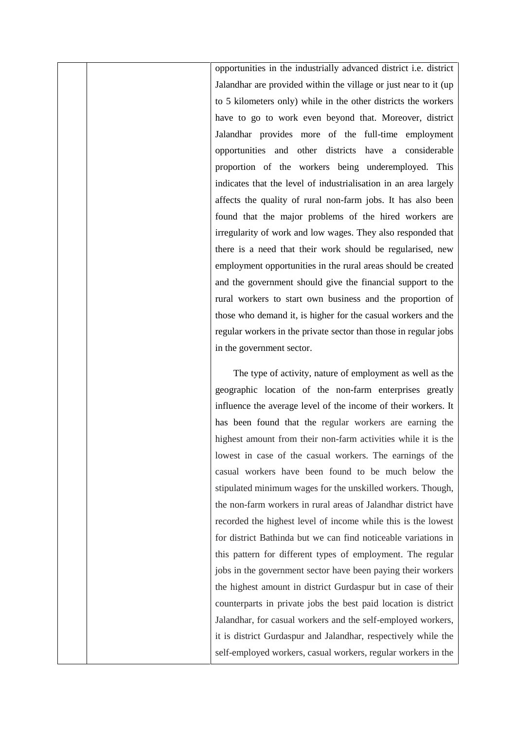opportunities in the industrially advanced district i.e. district Jalandhar are provided within the village or just near to it (up to 5 kilometers only) while in the other districts the workers have to go to work even beyond that. Moreover, district Jalandhar provides more of the full-time employment opportunities and other districts have a considerable proportion of the workers being underemployed. This indicates that the level of industrialisation in an area largely affects the quality of rural non-farm jobs. It has also been found that the major problems of the hired workers are irregularity of work and low wages. They also responded that there is a need that their work should be regularised, new employment opportunities in the rural areas should be created and the government should give the financial support to the rural workers to start own business and the proportion of those who demand it, is higher for the casual workers and the regular workers in the private sector than those in regular jobs in the government sector.

The type of activity, nature of employment as well as the geographic location of the non-farm enterprises greatly influence the average level of the income of their workers. It has been found that the regular workers are earning the highest amount from their non-farm activities while it is the lowest in case of the casual workers. The earnings of the casual workers have been found to be much below the stipulated minimum wages for the unskilled workers. Though, the non-farm workers in rural areas of Jalandhar district have recorded the highest level of income while this is the lowest for district Bathinda but we can find noticeable variations in this pattern for different types of employment. The regular jobs in the government sector have been paying their workers the highest amount in district Gurdaspur but in case of their counterparts in private jobs the best paid location is district Jalandhar, for casual workers and the self-employed workers, it is district Gurdaspur and Jalandhar, respectively while the self-employed workers, casual workers, regular workers in the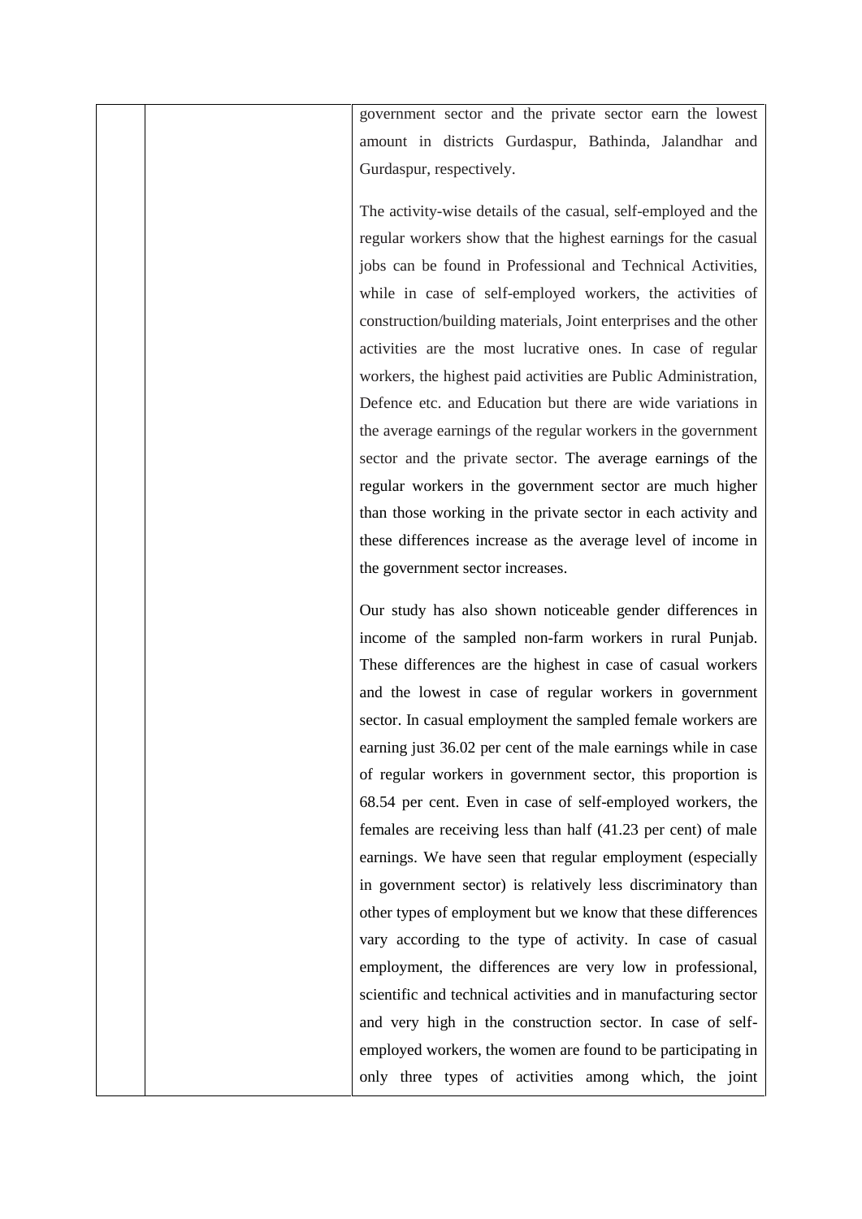| | | government sector and the private sector earn the lowest amount in districts Gurdaspur, Bathinda, Jalandhar and Gurdaspur, respectively.<br><br>The activity-wise details of the casual, self-employed and the regular workers show that the highest earnings for the casual jobs can be found in Professional and Technical Activities, while in case of self-employed workers, the activities of construction/building materials, Joint enterprises and the other activities are the most lucrative ones. In case of regular workers, the highest paid activities are Public Administration, Defence etc. and Education but there are wide variations in the average earnings of the regular workers in the government sector and the private sector. The average earnings of the regular workers in the government sector are much higher than those working in the private sector in each activity and these differences increase as the average level of income in the government sector increases.<br><br>Our study has also shown noticeable gender differences in income of the sampled non-farm workers in rural Punjab. These differences are the highest in case of casual workers and the lowest in case of regular workers in government sector. In casual employment the sampled female workers are earning just 36.02 per cent of the male earnings while in case of regular workers in government sector, this proportion is 68.54 per cent. Even in case of self-employed workers, the females are receiving less than half (41.23 per cent) of male earnings. We have seen that regular employment (especially in government sector) is relatively less discriminatory than other types of employment but we know that these differences vary according to the type of activity. In case of casual employment, the differences are very low in professional, scientific and technical activities and in manufacturing sector and very high in the construction sector. In case of self-employed workers, the women are found to be participating in only three types of activities among which, the joint |
|---|---|---|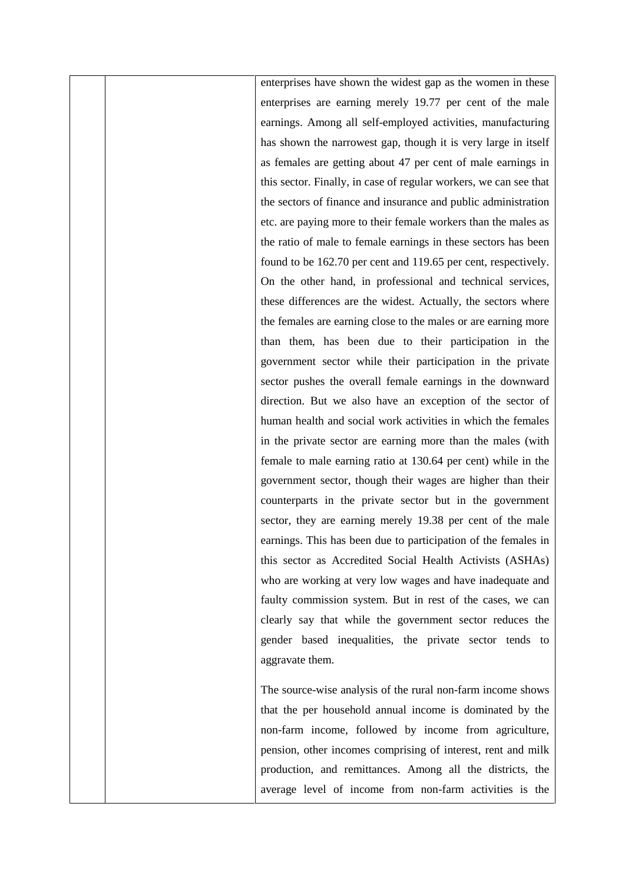| | | enterprises have shown the widest gap as the women in these enterprises are earning merely 19.77 per cent of the male earnings. Among all self-employed activities, manufacturing has shown the narrowest gap, though it is very large in itself as females are getting about 47 per cent of male earnings in this sector. Finally, in case of regular workers, we can see that the sectors of finance and insurance and public administration etc. are paying more to their female workers than the males as the ratio of male to female earnings in these sectors has been found to be 162.70 per cent and 119.65 per cent, respectively. On the other hand, in professional and technical services, these differences are the widest. Actually, the sectors where the females are earning close to the males or are earning more than them, has been due to their participation in the government sector while their participation in the private sector pushes the overall female earnings in the downward direction. But we also have an exception of the sector of human health and social work activities in which the females in the private sector are earning more than the males (with female to male earning ratio at 130.64 per cent) while in the government sector, though their wages are higher than their counterparts in the private sector but in the government sector, they are earning merely 19.38 per cent of the male earnings. This has been due to participation of the females in this sector as Accredited Social Health Activists (ASHAs) who are working at very low wages and have inadequate and faulty commission system. But in rest of the cases, we can clearly say that while the government sector reduces the gender based inequalities, the private sector tends to aggravate them.<br><br>The source-wise analysis of the rural non-farm income shows that the per household annual income is dominated by the non-farm income, followed by income from agriculture, pension, other incomes comprising of interest, rent and milk production, and remittances. Among all the districts, the average level of income from non-farm activities is the |
|---|---|---|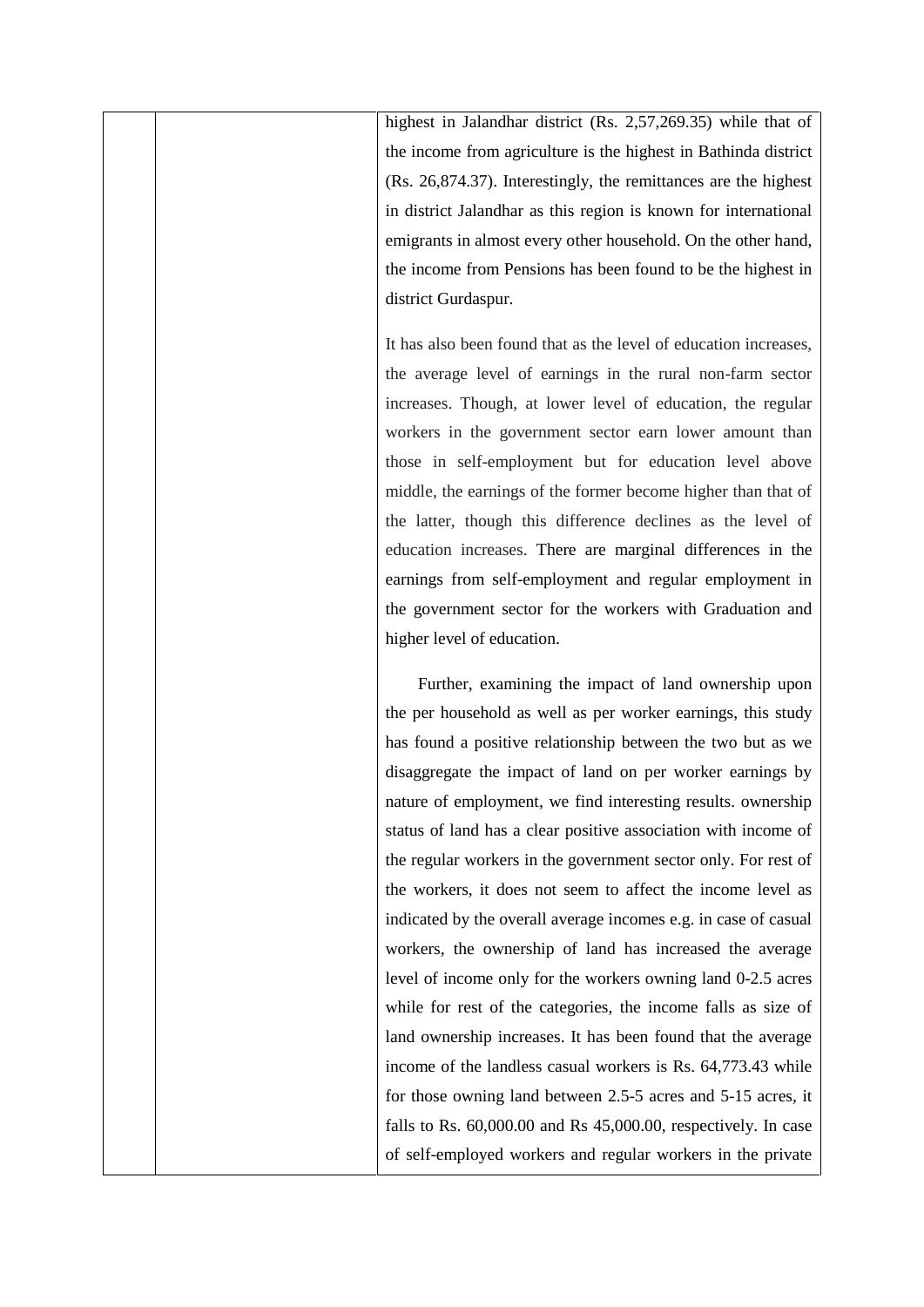highest in Jalandhar district (Rs. 2,57,269.35) while that of the income from agriculture is the highest in Bathinda district (Rs. 26,874.37). Interestingly, the remittances are the highest in district Jalandhar as this region is known for international emigrants in almost every other household. On the other hand, the income from Pensions has been found to be the highest in district Gurdaspur.

It has also been found that as the level of education increases, the average level of earnings in the rural non-farm sector increases. Though, at lower level of education, the regular workers in the government sector earn lower amount than those in self-employment but for education level above middle, the earnings of the former become higher than that of the latter, though this difference declines as the level of education increases. There are marginal differences in the earnings from self-employment and regular employment in the government sector for the workers with Graduation and higher level of education.

Further, examining the impact of land ownership upon the per household as well as per worker earnings, this study has found a positive relationship between the two but as we disaggregate the impact of land on per worker earnings by nature of employment, we find interesting results. ownership status of land has a clear positive association with income of the regular workers in the government sector only. For rest of the workers, it does not seem to affect the income level as indicated by the overall average incomes e.g. in case of casual workers, the ownership of land has increased the average level of income only for the workers owning land 0-2.5 acres while for rest of the categories, the income falls as size of land ownership increases. It has been found that the average income of the landless casual workers is Rs. 64,773.43 while for those owning land between 2.5-5 acres and 5-15 acres, it falls to Rs. 60,000.00 and Rs 45,000.00, respectively. In case of self-employed workers and regular workers in the private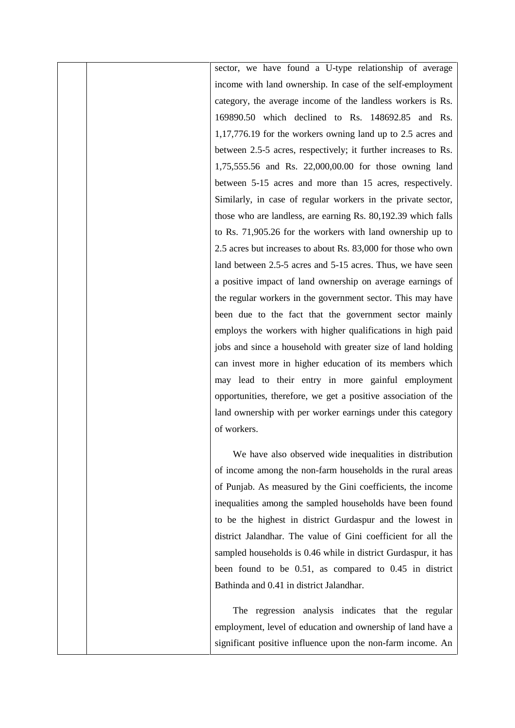sector, we have found a U-type relationship of average income with land ownership. In case of the self-employment category, the average income of the landless workers is Rs. 169890.50 which declined to Rs. 148692.85 and Rs. 1,17,776.19 for the workers owning land up to 2.5 acres and between 2.5-5 acres, respectively; it further increases to Rs. 1,75,555.56 and Rs. 22,000,00.00 for those owning land between 5-15 acres and more than 15 acres, respectively. Similarly, in case of regular workers in the private sector, those who are landless, are earning Rs. 80,192.39 which falls to Rs. 71,905.26 for the workers with land ownership up to 2.5 acres but increases to about Rs. 83,000 for those who own land between 2.5-5 acres and 5-15 acres. Thus, we have seen a positive impact of land ownership on average earnings of the regular workers in the government sector. This may have been due to the fact that the government sector mainly employs the workers with higher qualifications in high paid jobs and since a household with greater size of land holding can invest more in higher education of its members which may lead to their entry in more gainful employment opportunities, therefore, we get a positive association of the land ownership with per worker earnings under this category of workers.

We have also observed wide inequalities in distribution of income among the non-farm households in the rural areas of Punjab. As measured by the Gini coefficients, the income inequalities among the sampled households have been found to be the highest in district Gurdaspur and the lowest in district Jalandhar. The value of Gini coefficient for all the sampled households is 0.46 while in district Gurdaspur, it has been found to be 0.51, as compared to 0.45 in district Bathinda and 0.41 in district Jalandhar.

The regression analysis indicates that the regular employment, level of education and ownership of land have a significant positive influence upon the non-farm income. An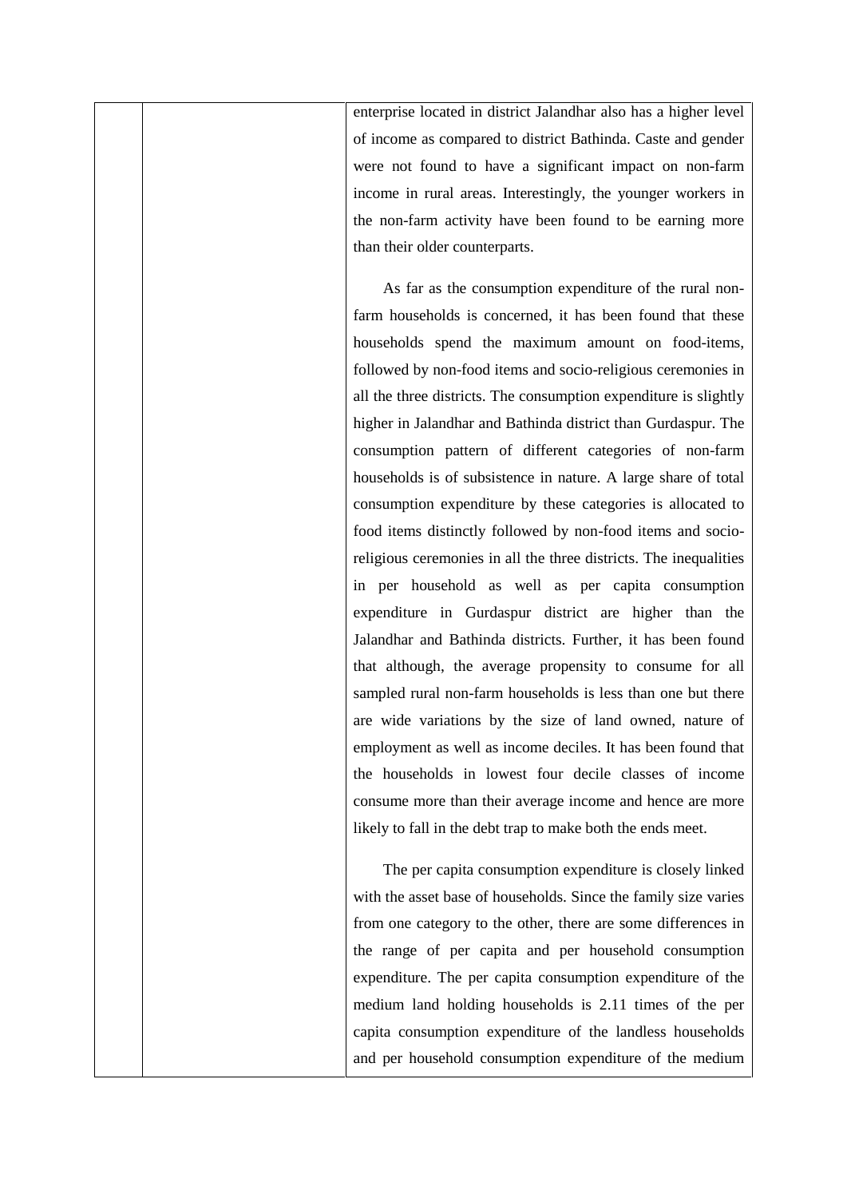enterprise located in district Jalandhar also has a higher level of income as compared to district Bathinda. Caste and gender were not found to have a significant impact on non-farm income in rural areas. Interestingly, the younger workers in the non-farm activity have been found to be earning more than their older counterparts.

As far as the consumption expenditure of the rural non-farm households is concerned, it has been found that these households spend the maximum amount on food-items, followed by non-food items and socio-religious ceremonies in all the three districts. The consumption expenditure is slightly higher in Jalandhar and Bathinda district than Gurdaspur. The consumption pattern of different categories of non-farm households is of subsistence in nature. A large share of total consumption expenditure by these categories is allocated to food items distinctly followed by non-food items and socio-religious ceremonies in all the three districts. The inequalities in per household as well as per capita consumption expenditure in Gurdaspur district are higher than the Jalandhar and Bathinda districts. Further, it has been found that although, the average propensity to consume for all sampled rural non-farm households is less than one but there are wide variations by the size of land owned, nature of employment as well as income deciles. It has been found that the households in lowest four decile classes of income consume more than their average income and hence are more likely to fall in the debt trap to make both the ends meet.

The per capita consumption expenditure is closely linked with the asset base of households. Since the family size varies from one category to the other, there are some differences in the range of per capita and per household consumption expenditure. The per capita consumption expenditure of the medium land holding households is 2.11 times of the per capita consumption expenditure of the landless households and per household consumption expenditure of the medium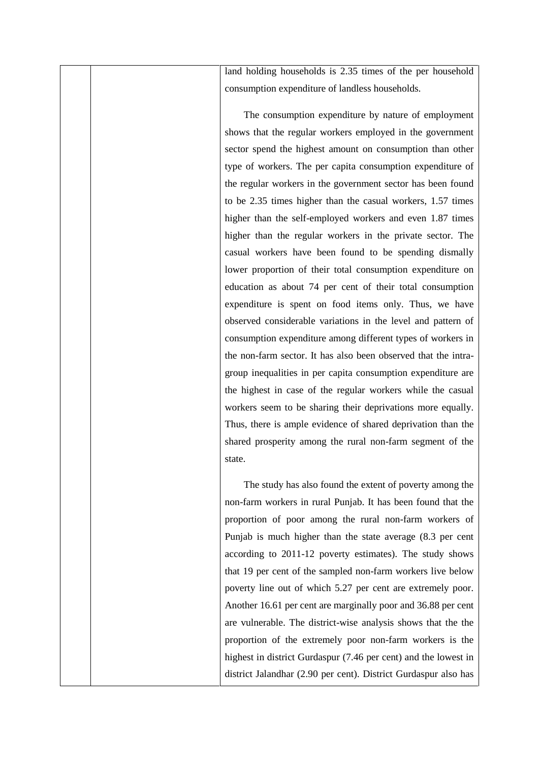| | | land holding households is 2.35 times of the per household consumption expenditure of landless households.<br><br>The consumption expenditure by nature of employment shows that the regular workers employed in the government sector spend the highest amount on consumption than other type of workers. The per capita consumption expenditure of the regular workers in the government sector has been found to be 2.35 times higher than the casual workers, 1.57 times higher than the self-employed workers and even 1.87 times higher than the regular workers in the private sector. The casual workers have been found to be spending dismally lower proportion of their total consumption expenditure on education as about 74 per cent of their total consumption expenditure is spent on food items only. Thus, we have observed considerable variations in the level and pattern of consumption expenditure among different types of workers in the non-farm sector. It has also been observed that the intra-group inequalities in per capita consumption expenditure are the highest in case of the regular workers while the casual workers seem to be sharing their deprivations more equally. Thus, there is ample evidence of shared deprivation than the shared prosperity among the rural non-farm segment of the state.<br><br>The study has also found the extent of poverty among the non-farm workers in rural Punjab. It has been found that the proportion of poor among the rural non-farm workers of Punjab is much higher than the state average (8.3 per cent according to 2011-12 poverty estimates). The study shows that 19 per cent of the sampled non-farm workers live below poverty line out of which 5.27 per cent are extremely poor. Another 16.61 per cent are marginally poor and 36.88 per cent are vulnerable. The district-wise analysis shows that the the proportion of the extremely poor non-farm workers is the highest in district Gurdaspur (7.46 per cent) and the lowest in district Jalandhar (2.90 per cent). District Gurdaspur also has |
|---|---|---|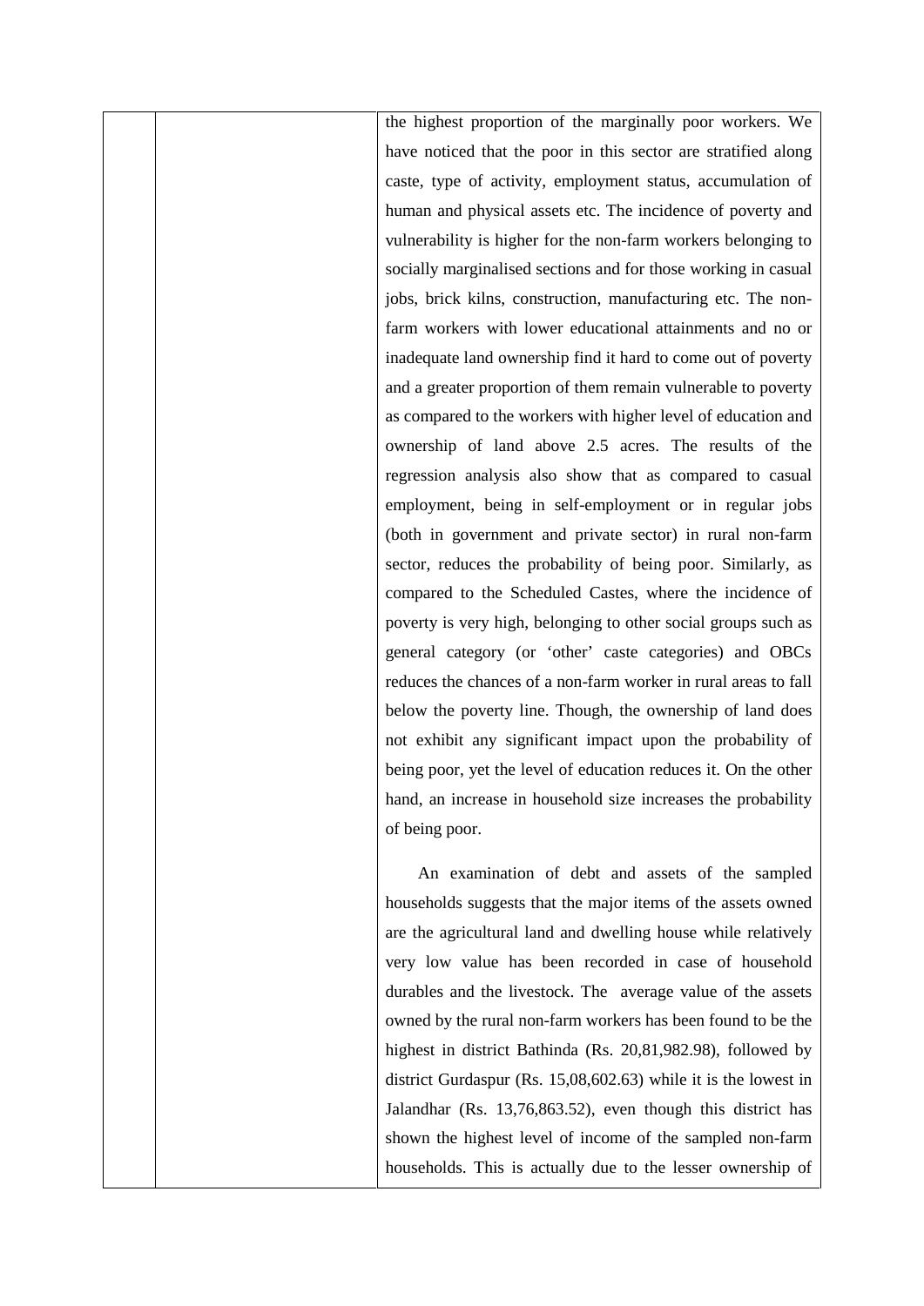the highest proportion of the marginally poor workers. We have noticed that the poor in this sector are stratified along caste, type of activity, employment status, accumulation of human and physical assets etc. The incidence of poverty and vulnerability is higher for the non-farm workers belonging to socially marginalised sections and for those working in casual jobs, brick kilns, construction, manufacturing etc. The non-farm workers with lower educational attainments and no or inadequate land ownership find it hard to come out of poverty and a greater proportion of them remain vulnerable to poverty as compared to the workers with higher level of education and ownership of land above 2.5 acres. The results of the regression analysis also show that as compared to casual employment, being in self-employment or in regular jobs (both in government and private sector) in rural non-farm sector, reduces the probability of being poor. Similarly, as compared to the Scheduled Castes, where the incidence of poverty is very high, belonging to other social groups such as general category (or 'other' caste categories) and OBCs reduces the chances of a non-farm worker in rural areas to fall below the poverty line. Though, the ownership of land does not exhibit any significant impact upon the probability of being poor, yet the level of education reduces it. On the other hand, an increase in household size increases the probability of being poor.

An examination of debt and assets of the sampled households suggests that the major items of the assets owned are the agricultural land and dwelling house while relatively very low value has been recorded in case of household durables and the livestock. The average value of the assets owned by the rural non-farm workers has been found to be the highest in district Bathinda (Rs. 20,81,982.98), followed by district Gurdaspur (Rs. 15,08,602.63) while it is the lowest in Jalandhar (Rs. 13,76,863.52), even though this district has shown the highest level of income of the sampled non-farm households. This is actually due to the lesser ownership of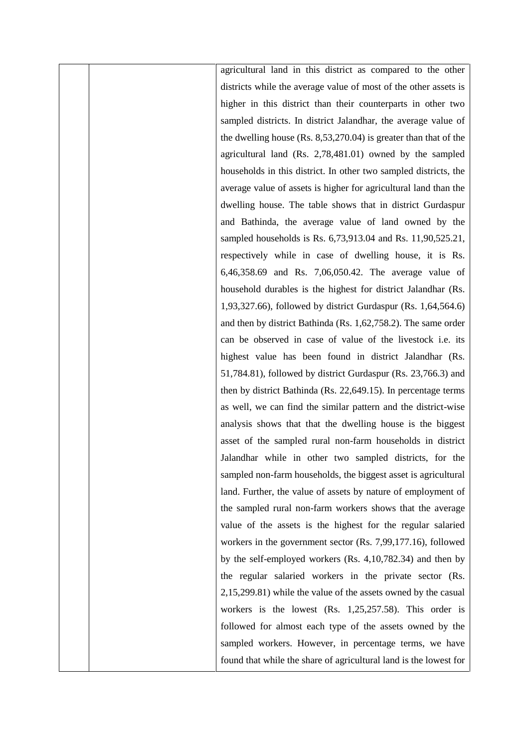| | | |
|---|---|---|
| | | agricultural land in this district as compared to the other districts while the average value of most of the other assets is higher in this district than their counterparts in other two sampled districts. In district Jalandhar, the average value of the dwelling house (Rs. 8,53,270.04) is greater than that of the agricultural land (Rs. 2,78,481.01) owned by the sampled households in this district. In other two sampled districts, the average value of assets is higher for agricultural land than the dwelling house. The table shows that in district Gurdaspur and Bathinda, the average value of land owned by the sampled households is Rs. 6,73,913.04 and Rs. 11,90,525.21, respectively while in case of dwelling house, it is Rs. 6,46,358.69 and Rs. 7,06,050.42. The average value of household durables is the highest for district Jalandhar (Rs. 1,93,327.66), followed by district Gurdaspur (Rs. 1,64,564.6) and then by district Bathinda (Rs. 1,62,758.2). The same order can be observed in case of value of the livestock i.e. its highest value has been found in district Jalandhar (Rs. 51,784.81), followed by district Gurdaspur (Rs. 23,766.3) and then by district Bathinda (Rs. 22,649.15). In percentage terms as well, we can find the similar pattern and the district-wise analysis shows that that the dwelling house is the biggest asset of the sampled rural non-farm households in district Jalandhar while in other two sampled districts, for the sampled non-farm households, the biggest asset is agricultural land. Further, the value of assets by nature of employment of the sampled rural non-farm workers shows that the average value of the assets is the highest for the regular salaried workers in the government sector (Rs. 7,99,177.16), followed by the self-employed workers (Rs. 4,10,782.34) and then by the regular salaried workers in the private sector (Rs. 2,15,299.81) while the value of the assets owned by the casual workers is the lowest (Rs. 1,25,257.58). This order is followed for almost each type of the assets owned by the sampled workers. However, in percentage terms, we have found that while the share of agricultural land is the lowest for |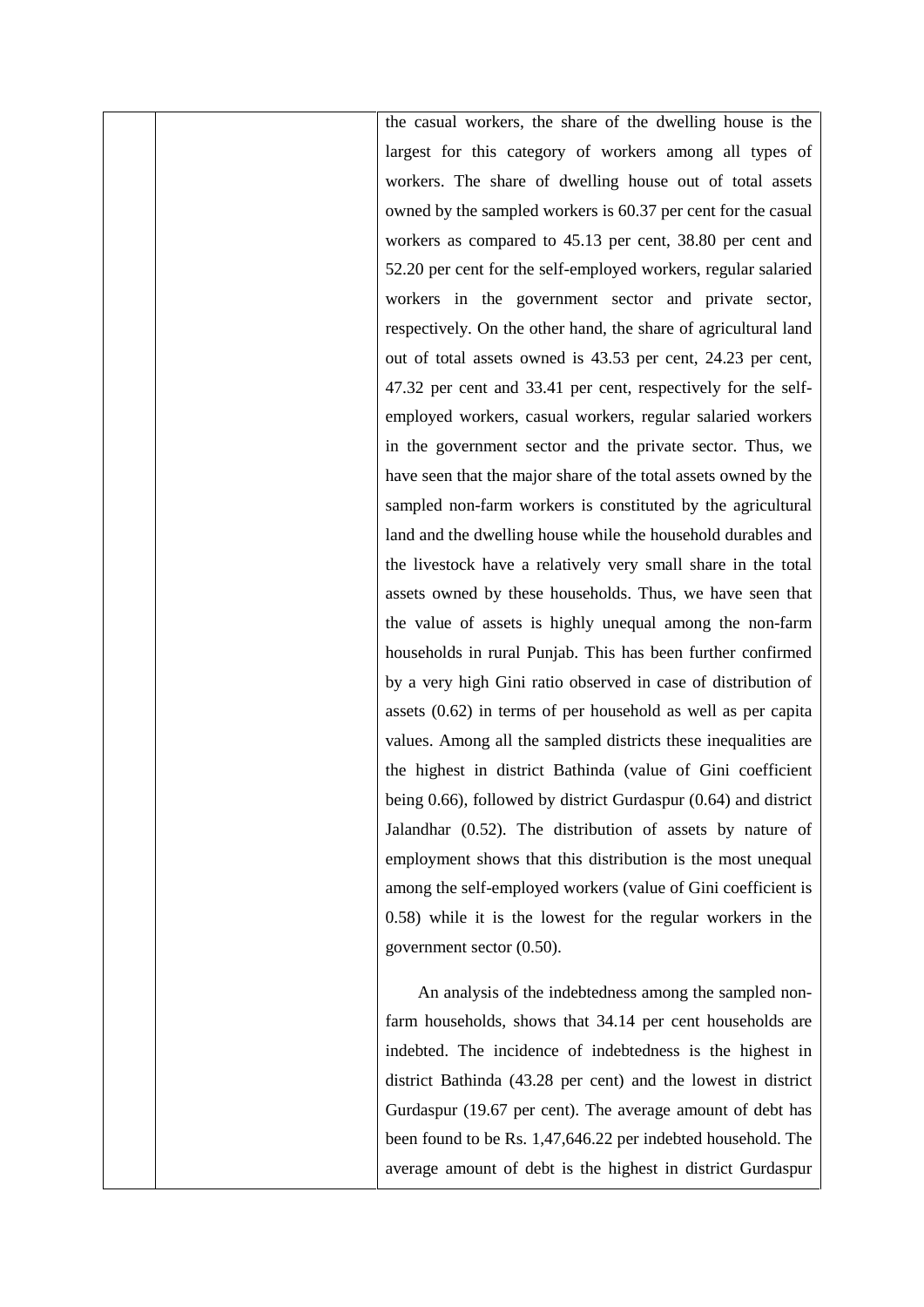the casual workers, the share of the dwelling house is the largest for this category of workers among all types of workers. The share of dwelling house out of total assets owned by the sampled workers is 60.37 per cent for the casual workers as compared to 45.13 per cent, 38.80 per cent and 52.20 per cent for the self-employed workers, regular salaried workers in the government sector and private sector, respectively. On the other hand, the share of agricultural land out of total assets owned is 43.53 per cent, 24.23 per cent, 47.32 per cent and 33.41 per cent, respectively for the self-employed workers, casual workers, regular salaried workers in the government sector and the private sector. Thus, we have seen that the major share of the total assets owned by the sampled non-farm workers is constituted by the agricultural land and the dwelling house while the household durables and the livestock have a relatively very small share in the total assets owned by these households. Thus, we have seen that the value of assets is highly unequal among the non-farm households in rural Punjab. This has been further confirmed by a very high Gini ratio observed in case of distribution of assets (0.62) in terms of per household as well as per capita values. Among all the sampled districts these inequalities are the highest in district Bathinda (value of Gini coefficient being 0.66), followed by district Gurdaspur (0.64) and district Jalandhar (0.52). The distribution of assets by nature of employment shows that this distribution is the most unequal among the self-employed workers (value of Gini coefficient is 0.58) while it is the lowest for the regular workers in the government sector (0.50).

An analysis of the indebtedness among the sampled non-farm households, shows that 34.14 per cent households are indebted. The incidence of indebtedness is the highest in district Bathinda (43.28 per cent) and the lowest in district Gurdaspur (19.67 per cent). The average amount of debt has been found to be Rs. 1,47,646.22 per indebted household. The average amount of debt is the highest in district Gurdaspur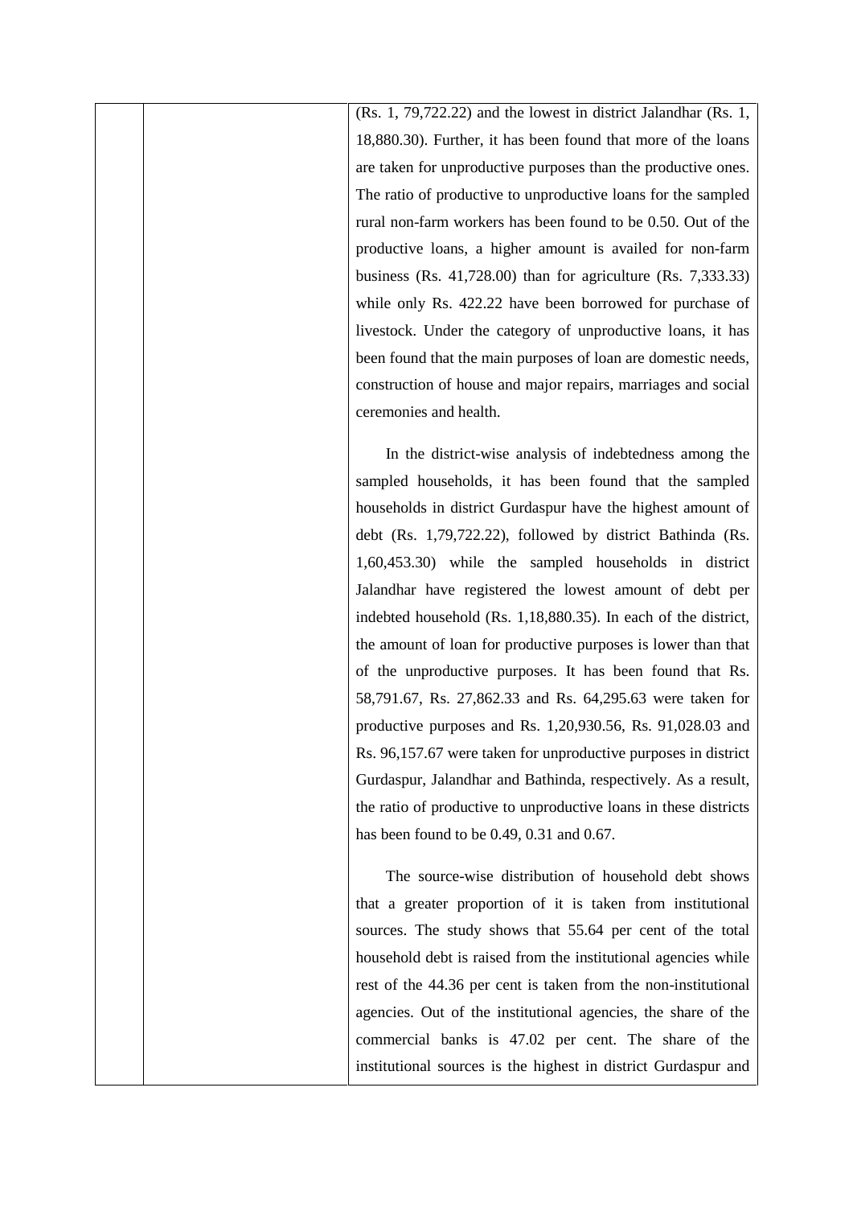(Rs. 1, 79,722.22) and the lowest in district Jalandhar (Rs. 1, 18,880.30). Further, it has been found that more of the loans are taken for unproductive purposes than the productive ones. The ratio of productive to unproductive loans for the sampled rural non-farm workers has been found to be 0.50. Out of the productive loans, a higher amount is availed for non-farm business (Rs. 41,728.00) than for agriculture (Rs. 7,333.33) while only Rs. 422.22 have been borrowed for purchase of livestock. Under the category of unproductive loans, it has been found that the main purposes of loan are domestic needs, construction of house and major repairs, marriages and social ceremonies and health.

In the district-wise analysis of indebtedness among the sampled households, it has been found that the sampled households in district Gurdaspur have the highest amount of debt (Rs. 1,79,722.22), followed by district Bathinda (Rs. 1,60,453.30) while the sampled households in district Jalandhar have registered the lowest amount of debt per indebted household (Rs. 1,18,880.35). In each of the district, the amount of loan for productive purposes is lower than that of the unproductive purposes. It has been found that Rs. 58,791.67, Rs. 27,862.33 and Rs. 64,295.63 were taken for productive purposes and Rs. 1,20,930.56, Rs. 91,028.03 and Rs. 96,157.67 were taken for unproductive purposes in district Gurdaspur, Jalandhar and Bathinda, respectively. As a result, the ratio of productive to unproductive loans in these districts has been found to be 0.49, 0.31 and 0.67.

The source-wise distribution of household debt shows that a greater proportion of it is taken from institutional sources. The study shows that 55.64 per cent of the total household debt is raised from the institutional agencies while rest of the 44.36 per cent is taken from the non-institutional agencies. Out of the institutional agencies, the share of the commercial banks is 47.02 per cent. The share of the institutional sources is the highest in district Gurdaspur and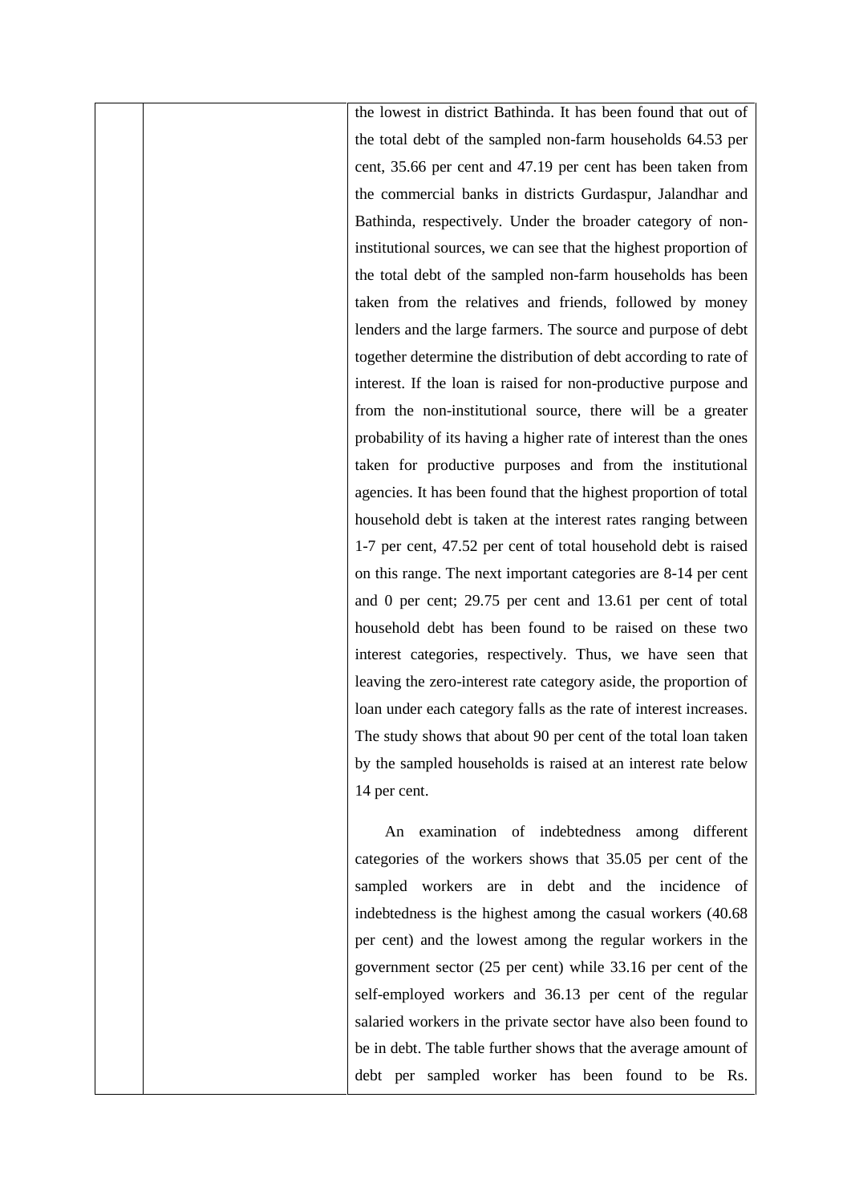the lowest in district Bathinda. It has been found that out of the total debt of the sampled non-farm households 64.53 per cent, 35.66 per cent and 47.19 per cent has been taken from the commercial banks in districts Gurdaspur, Jalandhar and Bathinda, respectively. Under the broader category of non-institutional sources, we can see that the highest proportion of the total debt of the sampled non-farm households has been taken from the relatives and friends, followed by money lenders and the large farmers. The source and purpose of debt together determine the distribution of debt according to rate of interest. If the loan is raised for non-productive purpose and from the non-institutional source, there will be a greater probability of its having a higher rate of interest than the ones taken for productive purposes and from the institutional agencies. It has been found that the highest proportion of total household debt is taken at the interest rates ranging between 1-7 per cent, 47.52 per cent of total household debt is raised on this range. The next important categories are 8-14 per cent and 0 per cent; 29.75 per cent and 13.61 per cent of total household debt has been found to be raised on these two interest categories, respectively. Thus, we have seen that leaving the zero-interest rate category aside, the proportion of loan under each category falls as the rate of interest increases. The study shows that about 90 per cent of the total loan taken by the sampled households is raised at an interest rate below 14 per cent.

An examination of indebtedness among different categories of the workers shows that 35.05 per cent of the sampled workers are in debt and the incidence of indebtedness is the highest among the casual workers (40.68 per cent) and the lowest among the regular workers in the government sector (25 per cent) while 33.16 per cent of the self-employed workers and 36.13 per cent of the regular salaried workers in the private sector have also been found to be in debt. The table further shows that the average amount of debt per sampled worker has been found to be Rs.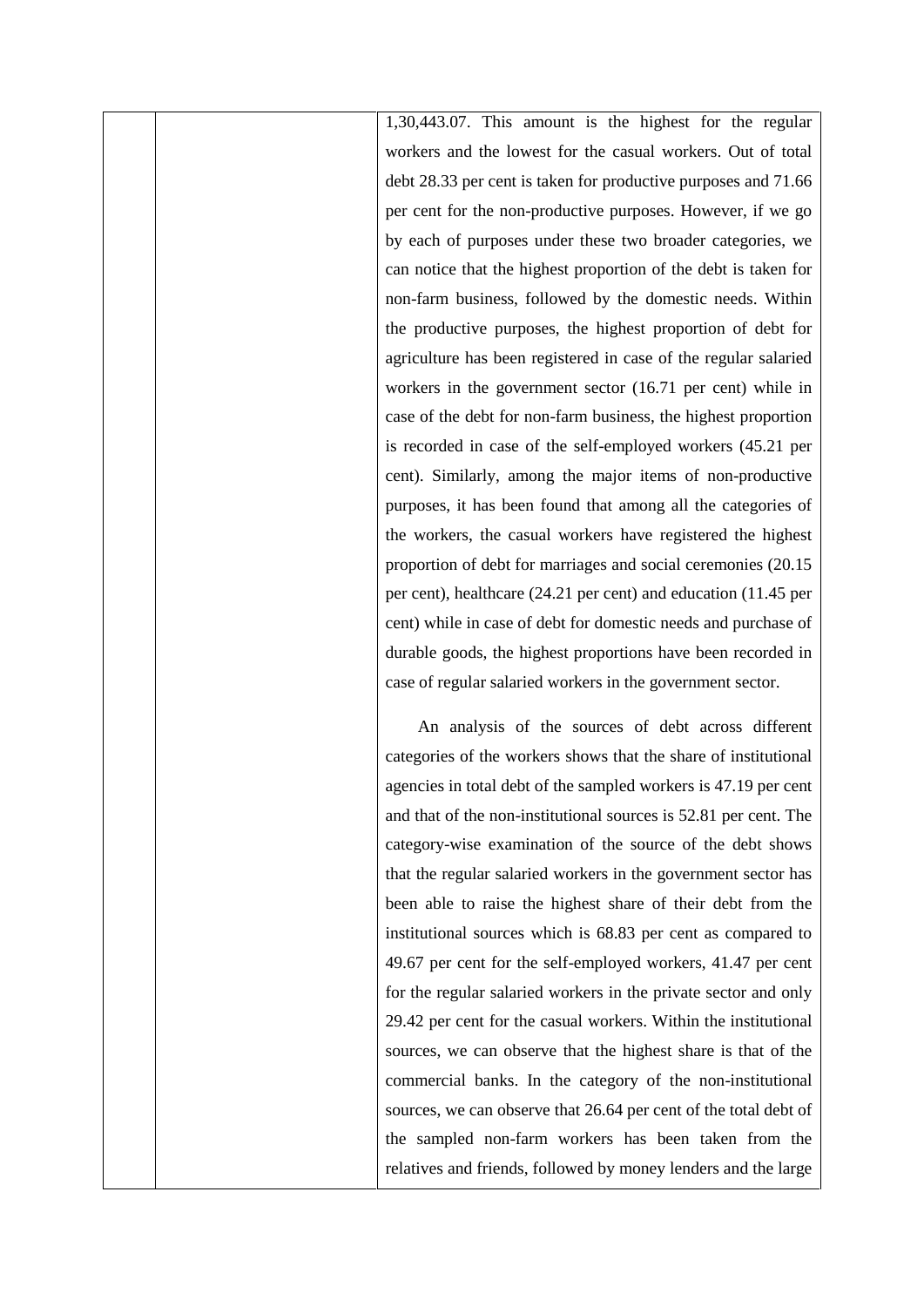1,30,443.07. This amount is the highest for the regular workers and the lowest for the casual workers. Out of total debt 28.33 per cent is taken for productive purposes and 71.66 per cent for the non-productive purposes. However, if we go by each of purposes under these two broader categories, we can notice that the highest proportion of the debt is taken for non-farm business, followed by the domestic needs. Within the productive purposes, the highest proportion of debt for agriculture has been registered in case of the regular salaried workers in the government sector (16.71 per cent) while in case of the debt for non-farm business, the highest proportion is recorded in case of the self-employed workers (45.21 per cent). Similarly, among the major items of non-productive purposes, it has been found that among all the categories of the workers, the casual workers have registered the highest proportion of debt for marriages and social ceremonies (20.15 per cent), healthcare (24.21 per cent) and education (11.45 per cent) while in case of debt for domestic needs and purchase of durable goods, the highest proportions have been recorded in case of regular salaried workers in the government sector.

An analysis of the sources of debt across different categories of the workers shows that the share of institutional agencies in total debt of the sampled workers is 47.19 per cent and that of the non-institutional sources is 52.81 per cent. The category-wise examination of the source of the debt shows that the regular salaried workers in the government sector has been able to raise the highest share of their debt from the institutional sources which is 68.83 per cent as compared to 49.67 per cent for the self-employed workers, 41.47 per cent for the regular salaried workers in the private sector and only 29.42 per cent for the casual workers. Within the institutional sources, we can observe that the highest share is that of the commercial banks. In the category of the non-institutional sources, we can observe that 26.64 per cent of the total debt of the sampled non-farm workers has been taken from the relatives and friends, followed by money lenders and the large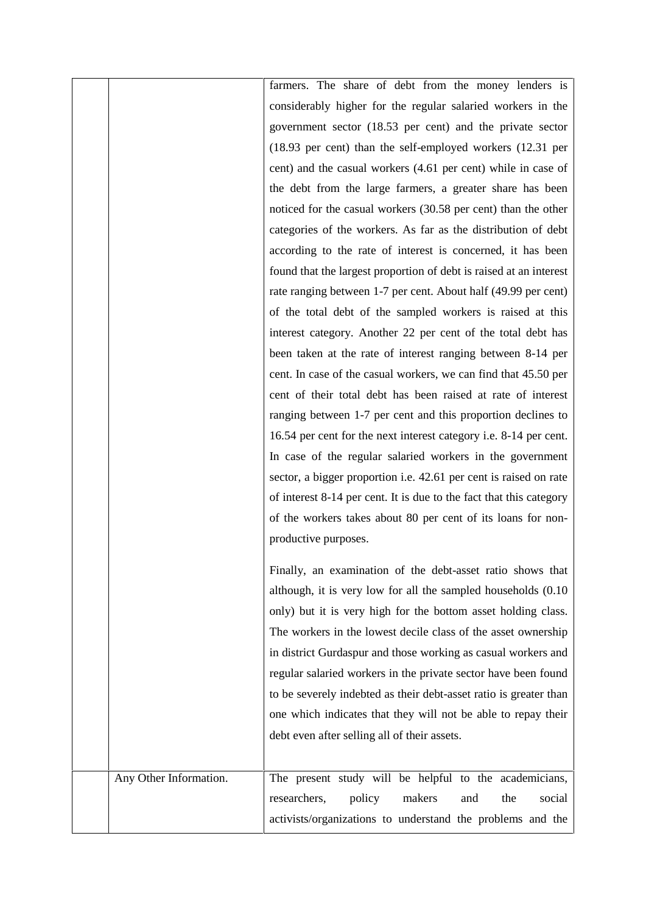| | | |
|---|---|---|
| | | farmers. The share of debt from the money lenders is considerably higher for the regular salaried workers in the government sector (18.53 per cent) and the private sector (18.93 per cent) than the self-employed workers (12.31 per cent) and the casual workers (4.61 per cent) while in case of the debt from the large farmers, a greater share has been noticed for the casual workers (30.58 per cent) than the other categories of the workers. As far as the distribution of debt according to the rate of interest is concerned, it has been found that the largest proportion of debt is raised at an interest rate ranging between 1-7 per cent. About half (49.99 per cent) of the total debt of the sampled workers is raised at this interest category. Another 22 per cent of the total debt has been taken at the rate of interest ranging between 8-14 per cent. In case of the casual workers, we can find that 45.50 per cent of their total debt has been raised at rate of interest ranging between 1-7 per cent and this proportion declines to 16.54 per cent for the next interest category i.e. 8-14 per cent. In case of the regular salaried workers in the government sector, a bigger proportion i.e. 42.61 per cent is raised on rate of interest 8-14 per cent. It is due to the fact that this category of the workers takes about 80 per cent of its loans for non-productive purposes.<br><br>Finally, an examination of the debt-asset ratio shows that although, it is very low for all the sampled households (0.10 only) but it is very high for the bottom asset holding class. The workers in the lowest decile class of the asset ownership in district Gurdaspur and those working as casual workers and regular salaried workers in the private sector have been found to be severely indebted as their debt-asset ratio is greater than one which indicates that they will not be able to repay their debt even after selling all of their assets. |
| | Any Other Information. | The present study will be helpful to the academicians, researchers, policy makers and the social activists/organizations to understand the problems and the |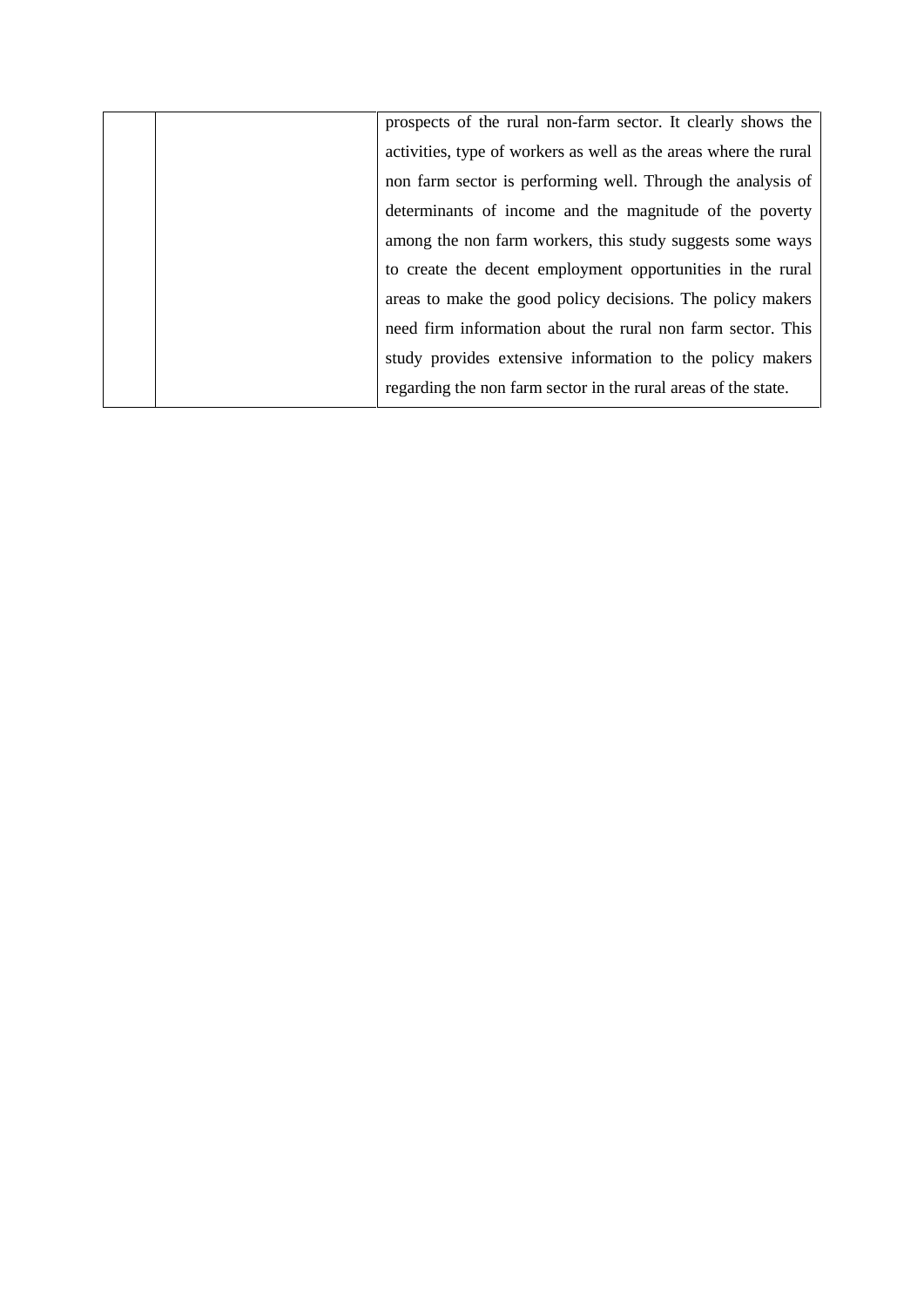|  |  | prospects of the rural non-farm sector. It clearly shows the activities, type of workers as well as the areas where the rural non farm sector is performing well. Through the analysis of determinants of income and the magnitude of the poverty among the non farm workers, this study suggests some ways to create the decent employment opportunities in the rural areas to make the good policy decisions. The policy makers need firm information about the rural non farm sector. This study provides extensive information to the policy makers regarding the non farm sector in the rural areas of the state. |
|---|---|---|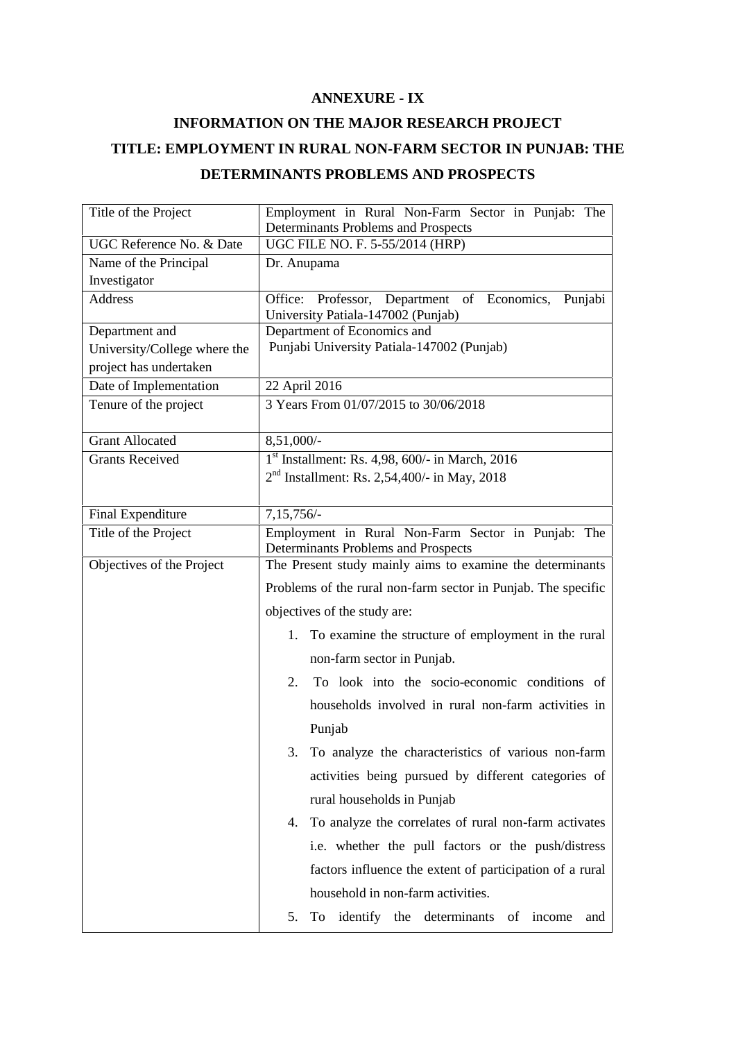**ANNEXURE - IX**

**INFORMATION ON THE MAJOR RESEARCH PROJECT**

**TITLE: EMPLOYMENT IN RURAL NON-FARM SECTOR IN PUNJAB: THE DETERMINANTS PROBLEMS AND PROSPECTS**

| | |
|---|---|
| Title of the Project | Employment in Rural Non-Farm Sector in Punjab: The Determinants Problems and Prospects |
| UGC Reference No. & Date | UGC FILE NO. F. 5-55/2014 (HRP) |
| Name of the Principal Investigator | Dr. Anupama |
| Address | Office: Professor, Department of Economics, Punjabi University Patiala-147002 (Punjab) |
| Department and University/College where the project has undertaken | Department of Economics and Punjabi University Patiala-147002 (Punjab) |
| Date of Implementation | 22 April 2016 |
| Tenure of the project | 3 Years From 01/07/2015 to 30/06/2018 |
| Grant Allocated | 8,51,000/- |
| Grants Received | 1st Installment: Rs. 4,98, 600/- in March, 2016<br>2nd Installment: Rs. 2,54,400/- in May, 2018 |
| Final Expenditure | 7,15,756/- |
| Title of the Project | Employment in Rural Non-Farm Sector in Punjab: The Determinants Problems and Prospects |
| Objectives of the Project | The Present study mainly aims to examine the determinants Problems of the rural non-farm sector in Punjab. The specific objectives of the study are:<br>1. To examine the structure of employment in the rural non-farm sector in Punjab.<br>2. To look into the socio-economic conditions of households involved in rural non-farm activities in Punjab<br>3. To analyze the characteristics of various non-farm activities being pursued by different categories of rural households in Punjab<br>4. To analyze the correlates of rural non-farm activates i.e. whether the pull factors or the push/distress factors influence the extent of participation of a rural household in non-farm activities.<br>5. To identify the determinants of income and |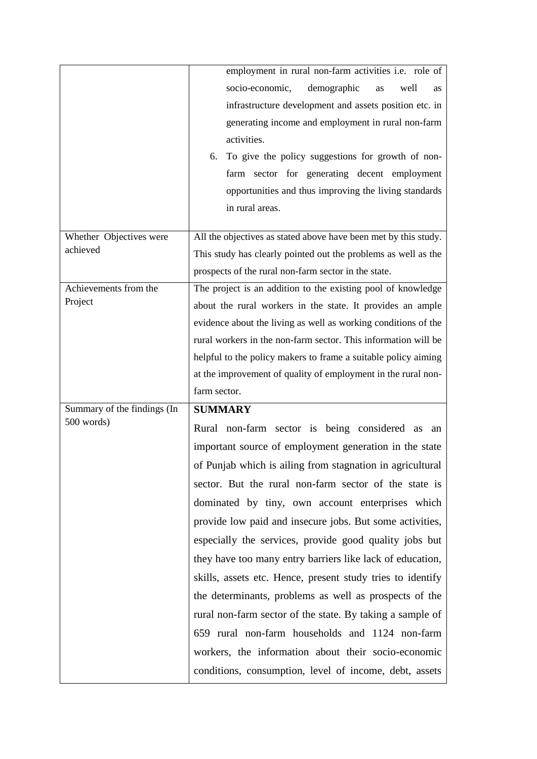| | |
|---|---|
| | employment in rural non-farm activities i.e. role of socio-economic, demographic as well as infrastructure development and assets position etc. in generating income and employment in rural non-farm activities.<br>6. To give the policy suggestions for growth of non-farm sector for generating decent employment opportunities and thus improving the living standards in rural areas. |
| Whether Objectives were achieved | All the objectives as stated above have been met by this study. This study has clearly pointed out the problems as well as the prospects of the rural non-farm sector in the state. |
| Achievements from the Project | The project is an addition to the existing pool of knowledge about the rural workers in the state. It provides an ample evidence about the living as well as working conditions of the rural workers in the non-farm sector. This information will be helpful to the policy makers to frame a suitable policy aiming at the improvement of quality of employment in the rural non-farm sector. |
| Summary of the findings (In 500 words) | **SUMMARY**<br>Rural non-farm sector is being considered as an important source of employment generation in the state of Punjab which is ailing from stagnation in agricultural sector. But the rural non-farm sector of the state is dominated by tiny, own account enterprises which provide low paid and insecure jobs. But some activities, especially the services, provide good quality jobs but they have too many entry barriers like lack of education, skills, assets etc. Hence, present study tries to identify the determinants, problems as well as prospects of the rural non-farm sector of the state. By taking a sample of 659 rural non-farm households and 1124 non-farm workers, the information about their socio-economic conditions, consumption, level of income, debt, assets |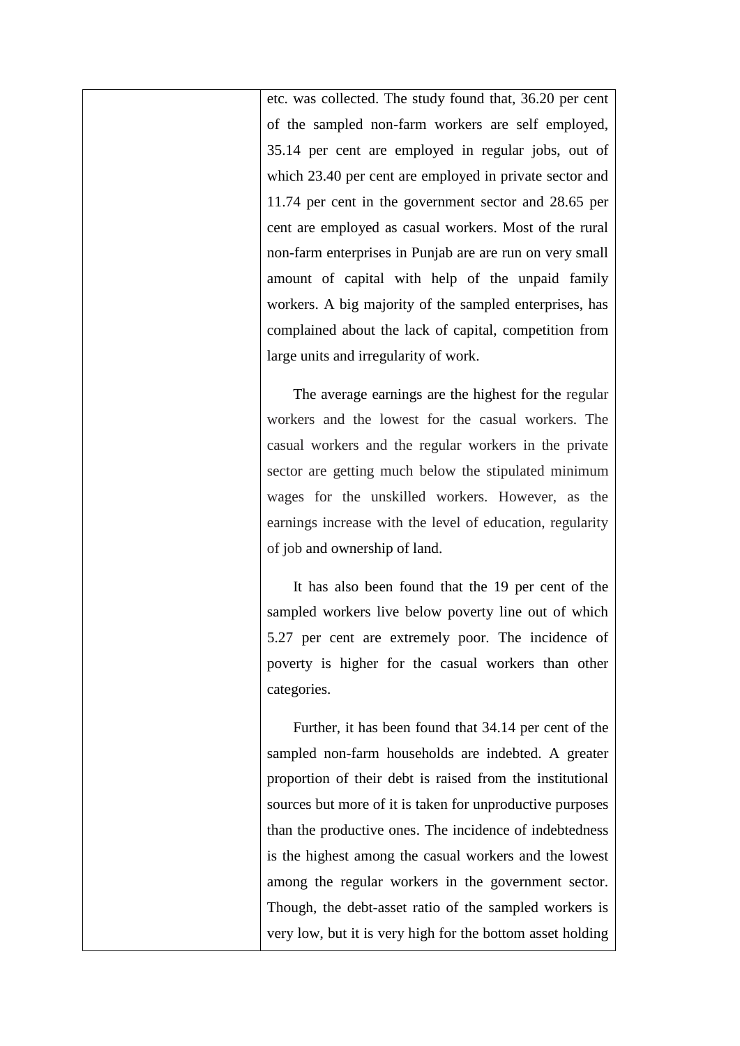| | etc. was collected. The study found that, 36.20 per cent of the sampled non-farm workers are self employed, 35.14 per cent are employed in regular jobs, out of which 23.40 per cent are employed in private sector and 11.74 per cent in the government sector and 28.65 per cent are employed as casual workers. Most of the rural non-farm enterprises in Punjab are are run on very small amount of capital with help of the unpaid family workers. A big majority of the sampled enterprises, has complained about the lack of capital, competition from large units and irregularity of work.<br><br>The average earnings are the highest for the regular workers and the lowest for the casual workers. The casual workers and the regular workers in the private sector are getting much below the stipulated minimum wages for the unskilled workers. However, as the earnings increase with the level of education, regularity of job and ownership of land.<br><br>It has also been found that the 19 per cent of the sampled workers live below poverty line out of which 5.27 per cent are extremely poor. The incidence of poverty is higher for the casual workers than other categories.<br><br>Further, it has been found that 34.14 per cent of the sampled non-farm households are indebted. A greater proportion of their debt is raised from the institutional sources but more of it is taken for unproductive purposes than the productive ones. The incidence of indebtedness is the highest among the casual workers and the lowest among the regular workers in the government sector. Though, the debt-asset ratio of the sampled workers is very low, but it is very high for the bottom asset holding |
|---|---|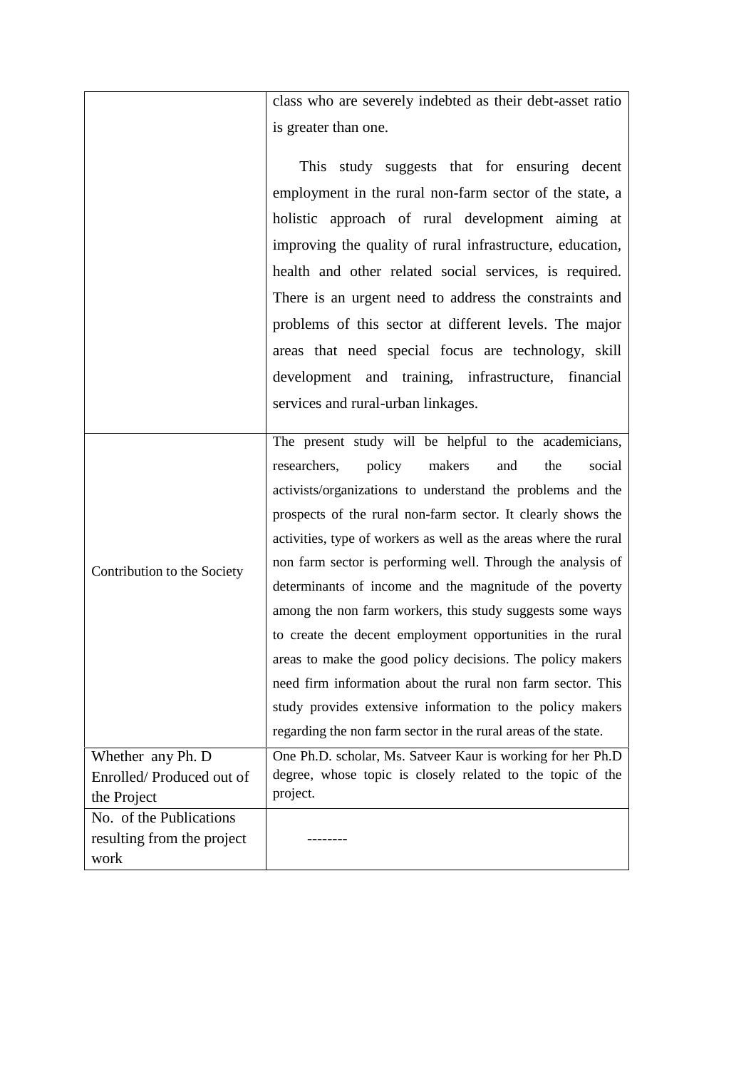| | |
|---|---|
| | class who are severely indebted as their debt-asset ratio is greater than one.<br><br>This study suggests that for ensuring decent employment in the rural non-farm sector of the state, a holistic approach of rural development aiming at improving the quality of rural infrastructure, education, health and other related social services, is required. There is an urgent need to address the constraints and problems of this sector at different levels. The major areas that need special focus are technology, skill development and training, infrastructure, financial services and rural-urban linkages. |
| Contribution to the Society | The present study will be helpful to the academicians, researchers, policy makers and the social activists/organizations to understand the problems and the prospects of the rural non-farm sector. It clearly shows the activities, type of workers as well as the areas where the rural non farm sector is performing well. Through the analysis of determinants of income and the magnitude of the poverty among the non farm workers, this study suggests some ways to create the decent employment opportunities in the rural areas to make the good policy decisions. The policy makers need firm information about the rural non farm sector. This study provides extensive information to the policy makers regarding the non farm sector in the rural areas of the state. |
| Whether any Ph. D Enrolled/ Produced out of the Project | One Ph.D. scholar, Ms. Satveer Kaur is working for her Ph.D degree, whose topic is closely related to the topic of the project. |
| No. of the Publications resulting from the project work | -------- |